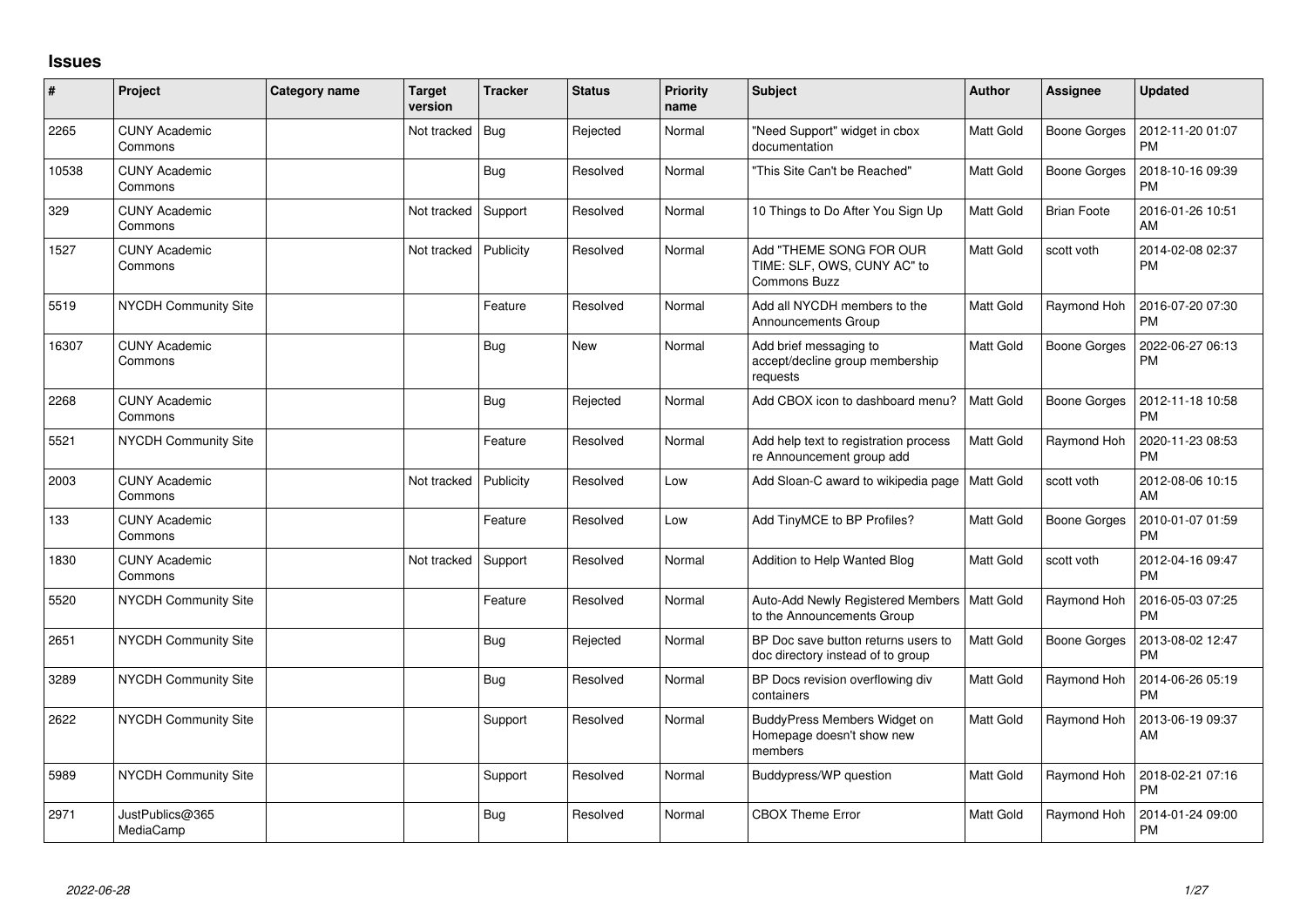# Issues

| # | Project | Category name | Target version | Tracker | Status | Priority name | Subject | Author | Assignee | Updated |
|---|---|---|---|---|---|---|---|---|---|---|
| 2265 | CUNY Academic Commons | | Not tracked | Bug | Rejected | Normal | "Need Support" widget in cbox documentation | Matt Gold | Boone Gorges | 2012-11-20 01:07 PM |
| 10538 | CUNY Academic Commons | | | Bug | Resolved | Normal | "This Site Can't be Reached" | Matt Gold | Boone Gorges | 2018-10-16 09:39 PM |
| 329 | CUNY Academic Commons | | Not tracked | Support | Resolved | Normal | 10 Things to Do After You Sign Up | Matt Gold | Brian Foote | 2016-01-26 10:51 AM |
| 1527 | CUNY Academic Commons | | Not tracked | Publicity | Resolved | Normal | Add "THEME SONG FOR OUR TIME: SLF, OWS, CUNY AC" to Commons Buzz | Matt Gold | scott voth | 2014-02-08 02:37 PM |
| 5519 | NYCDH Community Site | | | Feature | Resolved | Normal | Add all NYCDH members to the Announcements Group | Matt Gold | Raymond Hoh | 2016-07-20 07:30 PM |
| 16307 | CUNY Academic Commons | | | Bug | New | Normal | Add brief messaging to accept/decline group membership requests | Matt Gold | Boone Gorges | 2022-06-27 06:13 PM |
| 2268 | CUNY Academic Commons | | | Bug | Rejected | Normal | Add CBOX icon to dashboard menu? | Matt Gold | Boone Gorges | 2012-11-18 10:58 PM |
| 5521 | NYCDH Community Site | | | Feature | Resolved | Normal | Add help text to registration process re Announcement group add | Matt Gold | Raymond Hoh | 2020-11-23 08:53 PM |
| 2003 | CUNY Academic Commons | | Not tracked | Publicity | Resolved | Low | Add Sloan-C award to wikipedia page | Matt Gold | scott voth | 2012-08-06 10:15 AM |
| 133 | CUNY Academic Commons | | | Feature | Resolved | Low | Add TinyMCE to BP Profiles? | Matt Gold | Boone Gorges | 2010-01-07 01:59 PM |
| 1830 | CUNY Academic Commons | | Not tracked | Support | Resolved | Normal | Addition to Help Wanted Blog | Matt Gold | scott voth | 2012-04-16 09:47 PM |
| 5520 | NYCDH Community Site | | | Feature | Resolved | Normal | Auto-Add Newly Registered Members to the Announcements Group | Matt Gold | Raymond Hoh | 2016-05-03 07:25 PM |
| 2651 | NYCDH Community Site | | | Bug | Rejected | Normal | BP Doc save button returns users to doc directory instead of to group | Matt Gold | Boone Gorges | 2013-08-02 12:47 PM |
| 3289 | NYCDH Community Site | | | Bug | Resolved | Normal | BP Docs revision overflowing div containers | Matt Gold | Raymond Hoh | 2014-06-26 05:19 PM |
| 2622 | NYCDH Community Site | | | Support | Resolved | Normal | BuddyPress Members Widget on Homepage doesn't show new members | Matt Gold | Raymond Hoh | 2013-06-19 09:37 AM |
| 5989 | NYCDH Community Site | | | Support | Resolved | Normal | Buddypress/WP question | Matt Gold | Raymond Hoh | 2018-02-21 07:16 PM |
| 2971 | JustPublics@365 MediaCamp | | | Bug | Resolved | Normal | CBOX Theme Error | Matt Gold | Raymond Hoh | 2014-01-24 09:00 PM |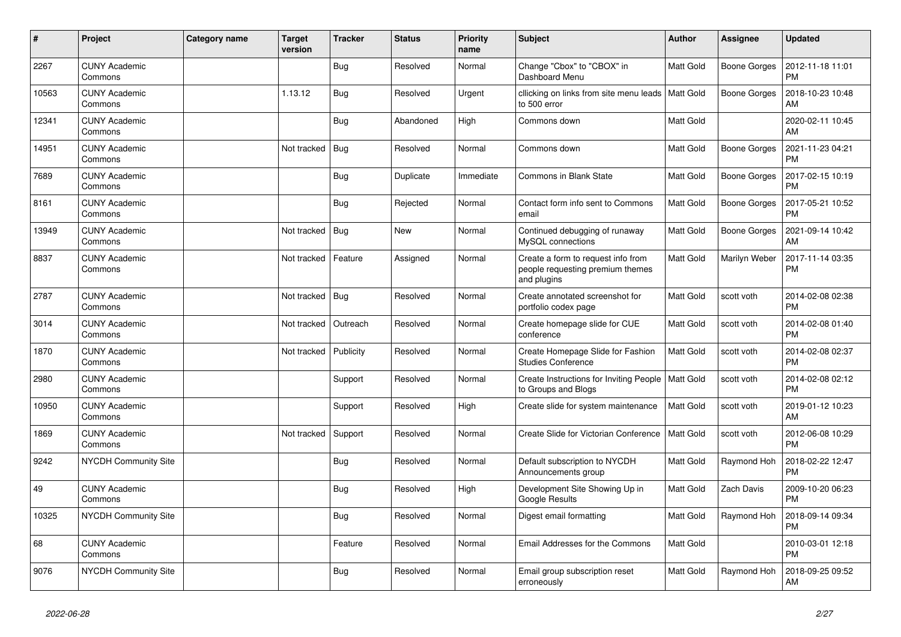| # | Project | Category name | Target version | Tracker | Status | Priority name | Subject | Author | Assignee | Updated |
|---|---|---|---|---|---|---|---|---|---|---|
| 2267 | CUNY Academic Commons | | | Bug | Resolved | Normal | Change "Cbox" to "CBOX" in Dashboard Menu | Matt Gold | Boone Gorges | 2012-11-18 11:01 PM |
| 10563 | CUNY Academic Commons | | 1.13.12 | Bug | Resolved | Urgent | cllicking on links from site menu leads to 500 error | Matt Gold | Boone Gorges | 2018-10-23 10:48 AM |
| 12341 | CUNY Academic Commons | | | Bug | Abandoned | High | Commons down | Matt Gold | | 2020-02-11 10:45 AM |
| 14951 | CUNY Academic Commons | | Not tracked | Bug | Resolved | Normal | Commons down | Matt Gold | Boone Gorges | 2021-11-23 04:21 PM |
| 7689 | CUNY Academic Commons | | | Bug | Duplicate | Immediate | Commons in Blank State | Matt Gold | Boone Gorges | 2017-02-15 10:19 PM |
| 8161 | CUNY Academic Commons | | | Bug | Rejected | Normal | Contact form info sent to Commons email | Matt Gold | Boone Gorges | 2017-05-21 10:52 PM |
| 13949 | CUNY Academic Commons | | Not tracked | Bug | New | Normal | Continued debugging of runaway MySQL connections | Matt Gold | Boone Gorges | 2021-09-14 10:42 AM |
| 8837 | CUNY Academic Commons | | Not tracked | Feature | Assigned | Normal | Create a form to request info from people requesting premium themes and plugins | Matt Gold | Marilyn Weber | 2017-11-14 03:35 PM |
| 2787 | CUNY Academic Commons | | Not tracked | Bug | Resolved | Normal | Create annotated screenshot for portfolio codex page | Matt Gold | scott voth | 2014-02-08 02:38 PM |
| 3014 | CUNY Academic Commons | | Not tracked | Outreach | Resolved | Normal | Create homepage slide for CUE conference | Matt Gold | scott voth | 2014-02-08 01:40 PM |
| 1870 | CUNY Academic Commons | | Not tracked | Publicity | Resolved | Normal | Create Homepage Slide for Fashion Studies Conference | Matt Gold | scott voth | 2014-02-08 02:37 PM |
| 2980 | CUNY Academic Commons | | | Support | Resolved | Normal | Create Instructions for Inviting People to Groups and Blogs | Matt Gold | scott voth | 2014-02-08 02:12 PM |
| 10950 | CUNY Academic Commons | | | Support | Resolved | High | Create slide for system maintenance | Matt Gold | scott voth | 2019-01-12 10:23 AM |
| 1869 | CUNY Academic Commons | | Not tracked | Support | Resolved | Normal | Create Slide for Victorian Conference | Matt Gold | scott voth | 2012-06-08 10:29 PM |
| 9242 | NYCDH Community Site | | | Bug | Resolved | Normal | Default subscription to NYCDH Announcements group | Matt Gold | Raymond Hoh | 2018-02-22 12:47 PM |
| 49 | CUNY Academic Commons | | | Bug | Resolved | High | Development Site Showing Up in Google Results | Matt Gold | Zach Davis | 2009-10-20 06:23 PM |
| 10325 | NYCDH Community Site | | | Bug | Resolved | Normal | Digest email formatting | Matt Gold | Raymond Hoh | 2018-09-14 09:34 PM |
| 68 | CUNY Academic Commons | | | Feature | Resolved | Normal | Email Addresses for the Commons | Matt Gold | | 2010-03-01 12:18 PM |
| 9076 | NYCDH Community Site | | | Bug | Resolved | Normal | Email group subscription reset erroneously | Matt Gold | Raymond Hoh | 2018-09-25 09:52 AM |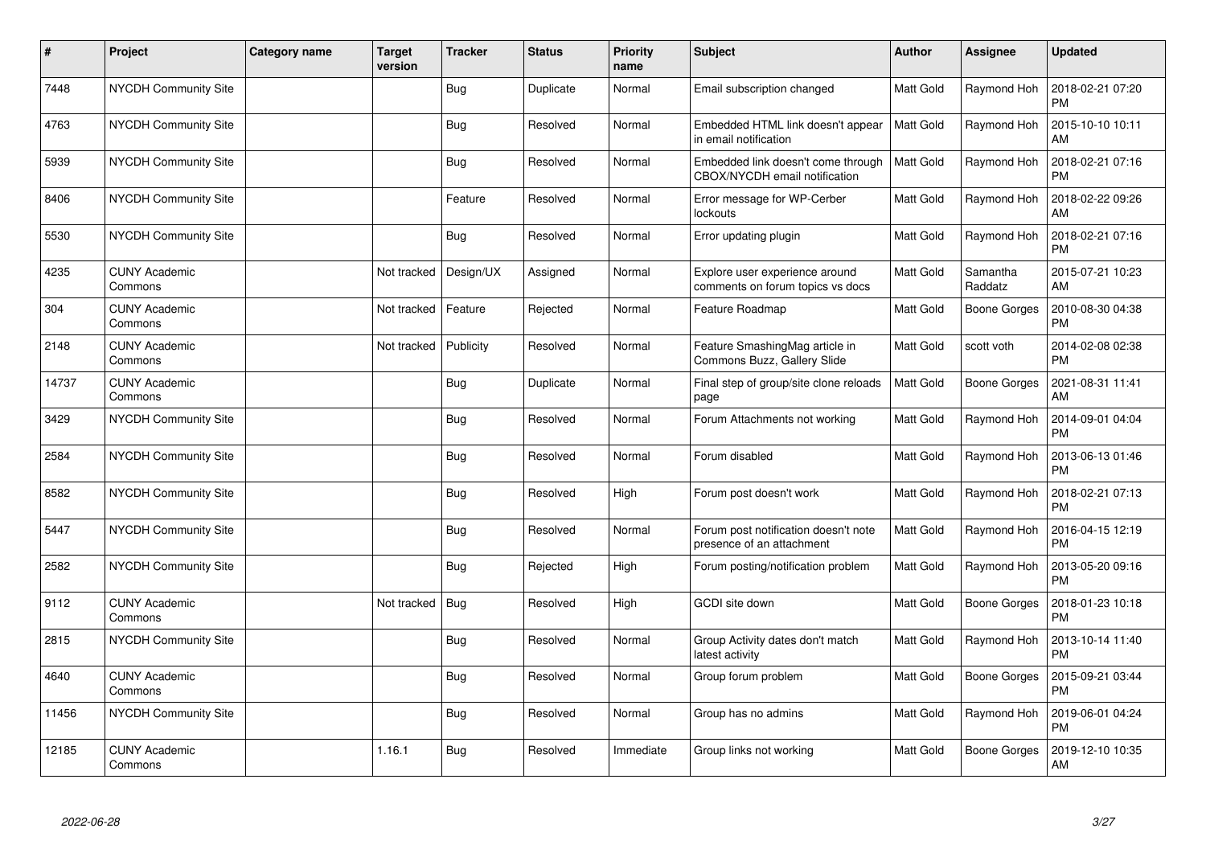| # | Project | Category name | Target version | Tracker | Status | Priority name | Subject | Author | Assignee | Updated |
|---|---|---|---|---|---|---|---|---|---|---|
| 7448 | NYCDH Community Site | | | Bug | Duplicate | Normal | Email subscription changed | Matt Gold | Raymond Hoh | 2018-02-21 07:20 PM |
| 4763 | NYCDH Community Site | | | Bug | Resolved | Normal | Embedded HTML link doesn't appear in email notification | Matt Gold | Raymond Hoh | 2015-10-10 10:11 AM |
| 5939 | NYCDH Community Site | | | Bug | Resolved | Normal | Embedded link doesn't come through CBOX/NYCDH email notification | Matt Gold | Raymond Hoh | 2018-02-21 07:16 PM |
| 8406 | NYCDH Community Site | | | Feature | Resolved | Normal | Error message for WP-Cerber lockouts | Matt Gold | Raymond Hoh | 2018-02-22 09:26 AM |
| 5530 | NYCDH Community Site | | | Bug | Resolved | Normal | Error updating plugin | Matt Gold | Raymond Hoh | 2018-02-21 07:16 PM |
| 4235 | CUNY Academic Commons | | Not tracked | Design/UX | Assigned | Normal | Explore user experience around comments on forum topics vs docs | Matt Gold | Samantha Raddatz | 2015-07-21 10:23 AM |
| 304 | CUNY Academic Commons | | Not tracked | Feature | Rejected | Normal | Feature Roadmap | Matt Gold | Boone Gorges | 2010-08-30 04:38 PM |
| 2148 | CUNY Academic Commons | | Not tracked | Publicity | Resolved | Normal | Feature SmashingMag article in Commons Buzz, Gallery Slide | Matt Gold | scott voth | 2014-02-08 02:38 PM |
| 14737 | CUNY Academic Commons | | | Bug | Duplicate | Normal | Final step of group/site clone reloads page | Matt Gold | Boone Gorges | 2021-08-31 11:41 AM |
| 3429 | NYCDH Community Site | | | Bug | Resolved | Normal | Forum Attachments not working | Matt Gold | Raymond Hoh | 2014-09-01 04:04 PM |
| 2584 | NYCDH Community Site | | | Bug | Resolved | Normal | Forum disabled | Matt Gold | Raymond Hoh | 2013-06-13 01:46 PM |
| 8582 | NYCDH Community Site | | | Bug | Resolved | High | Forum post doesn't work | Matt Gold | Raymond Hoh | 2018-02-21 07:13 PM |
| 5447 | NYCDH Community Site | | | Bug | Resolved | Normal | Forum post notification doesn't note presence of an attachment | Matt Gold | Raymond Hoh | 2016-04-15 12:19 PM |
| 2582 | NYCDH Community Site | | | Bug | Rejected | High | Forum posting/notification problem | Matt Gold | Raymond Hoh | 2013-05-20 09:16 PM |
| 9112 | CUNY Academic Commons | | Not tracked | Bug | Resolved | High | GCDI site down | Matt Gold | Boone Gorges | 2018-01-23 10:18 PM |
| 2815 | NYCDH Community Site | | | Bug | Resolved | Normal | Group Activity dates don't match latest activity | Matt Gold | Raymond Hoh | 2013-10-14 11:40 PM |
| 4640 | CUNY Academic Commons | | | Bug | Resolved | Normal | Group forum problem | Matt Gold | Boone Gorges | 2015-09-21 03:44 PM |
| 11456 | NYCDH Community Site | | | Bug | Resolved | Normal | Group has no admins | Matt Gold | Raymond Hoh | 2019-06-01 04:24 PM |
| 12185 | CUNY Academic Commons | | 1.16.1 | Bug | Resolved | Immediate | Group links not working | Matt Gold | Boone Gorges | 2019-12-10 10:35 AM |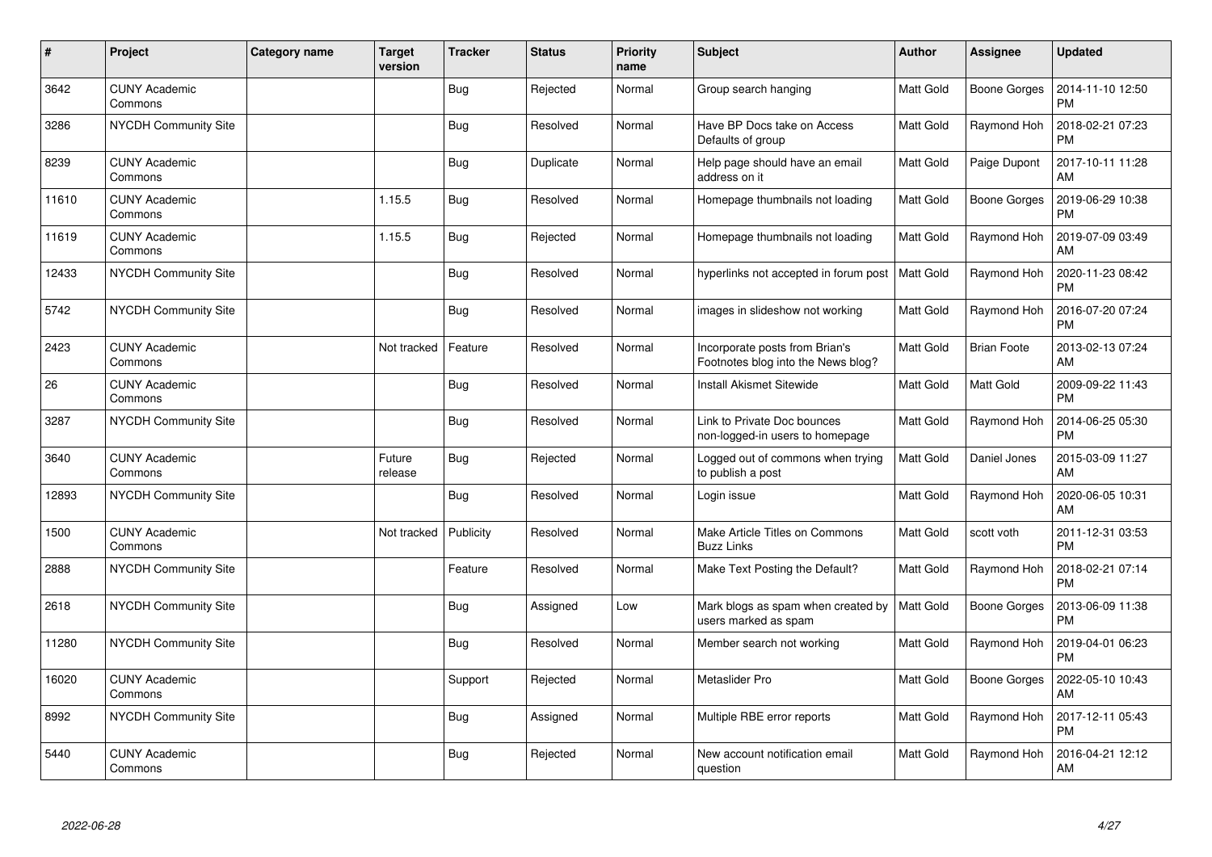| # | Project | Category name | Target version | Tracker | Status | Priority name | Subject | Author | Assignee | Updated |
|---|---|---|---|---|---|---|---|---|---|---|
| 3642 | CUNY Academic Commons | | | Bug | Rejected | Normal | Group search hanging | Matt Gold | Boone Gorges | 2014-11-10 12:50 PM |
| 3286 | NYCDH Community Site | | | Bug | Resolved | Normal | Have BP Docs take on Access Defaults of group | Matt Gold | Raymond Hoh | 2018-02-21 07:23 PM |
| 8239 | CUNY Academic Commons | | | Bug | Duplicate | Normal | Help page should have an email address on it | Matt Gold | Paige Dupont | 2017-10-11 11:28 AM |
| 11610 | CUNY Academic Commons | | 1.15.5 | Bug | Resolved | Normal | Homepage thumbnails not loading | Matt Gold | Boone Gorges | 2019-06-29 10:38 PM |
| 11619 | CUNY Academic Commons | | 1.15.5 | Bug | Rejected | Normal | Homepage thumbnails not loading | Matt Gold | Raymond Hoh | 2019-07-09 03:49 AM |
| 12433 | NYCDH Community Site | | | Bug | Resolved | Normal | hyperlinks not accepted in forum post | Matt Gold | Raymond Hoh | 2020-11-23 08:42 PM |
| 5742 | NYCDH Community Site | | | Bug | Resolved | Normal | images in slideshow not working | Matt Gold | Raymond Hoh | 2016-07-20 07:24 PM |
| 2423 | CUNY Academic Commons | | Not tracked | Feature | Resolved | Normal | Incorporate posts from Brian's Footnotes blog into the News blog? | Matt Gold | Brian Foote | 2013-02-13 07:24 AM |
| 26 | CUNY Academic Commons | | | Bug | Resolved | Normal | Install Akismet Sitewide | Matt Gold | Matt Gold | 2009-09-22 11:43 PM |
| 3287 | NYCDH Community Site | | | Bug | Resolved | Normal | Link to Private Doc bounces non-logged-in users to homepage | Matt Gold | Raymond Hoh | 2014-06-25 05:30 PM |
| 3640 | CUNY Academic Commons | | Future release | Bug | Rejected | Normal | Logged out of commons when trying to publish a post | Matt Gold | Daniel Jones | 2015-03-09 11:27 AM |
| 12893 | NYCDH Community Site | | | Bug | Resolved | Normal | Login issue | Matt Gold | Raymond Hoh | 2020-06-05 10:31 AM |
| 1500 | CUNY Academic Commons | | Not tracked | Publicity | Resolved | Normal | Make Article Titles on Commons Buzz Links | Matt Gold | scott voth | 2011-12-31 03:53 PM |
| 2888 | NYCDH Community Site | | | Feature | Resolved | Normal | Make Text Posting the Default? | Matt Gold | Raymond Hoh | 2018-02-21 07:14 PM |
| 2618 | NYCDH Community Site | | | Bug | Assigned | Low | Mark blogs as spam when created by users marked as spam | Matt Gold | Boone Gorges | 2013-06-09 11:38 PM |
| 11280 | NYCDH Community Site | | | Bug | Resolved | Normal | Member search not working | Matt Gold | Raymond Hoh | 2019-04-01 06:23 PM |
| 16020 | CUNY Academic Commons | | | Support | Rejected | Normal | Metaslider Pro | Matt Gold | Boone Gorges | 2022-05-10 10:43 AM |
| 8992 | NYCDH Community Site | | | Bug | Assigned | Normal | Multiple RBE error reports | Matt Gold | Raymond Hoh | 2017-12-11 05:43 PM |
| 5440 | CUNY Academic Commons | | | Bug | Rejected | Normal | New account notification email question | Matt Gold | Raymond Hoh | 2016-04-21 12:12 AM |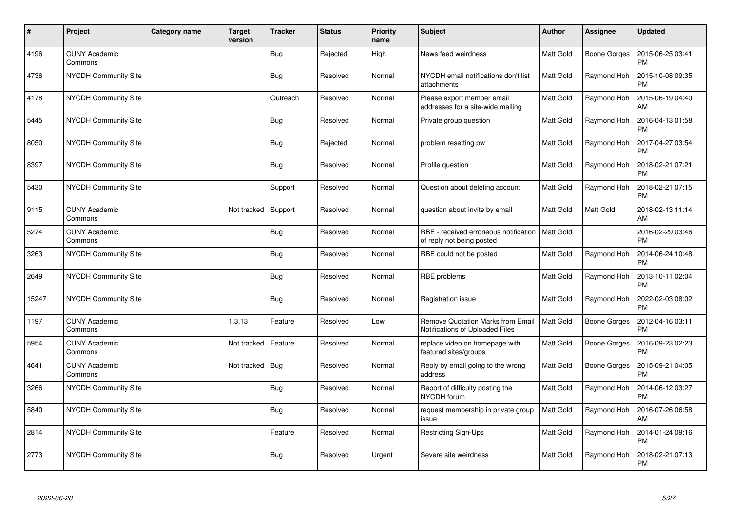| # | Project | Category name | Target version | Tracker | Status | Priority name | Subject | Author | Assignee | Updated |
|---|---|---|---|---|---|---|---|---|---|---|
| 4196 | CUNY Academic Commons | | | Bug | Rejected | High | News feed weirdness | Matt Gold | Boone Gorges | 2015-06-25 03:41 PM |
| 4736 | NYCDH Community Site | | | Bug | Resolved | Normal | NYCDH email notifications don't list attachments | Matt Gold | Raymond Hoh | 2015-10-08 09:35 PM |
| 4178 | NYCDH Community Site | | | Outreach | Resolved | Normal | Please export member email addresses for a site-wide mailing | Matt Gold | Raymond Hoh | 2015-06-19 04:40 AM |
| 5445 | NYCDH Community Site | | | Bug | Resolved | Normal | Private group question | Matt Gold | Raymond Hoh | 2016-04-13 01:58 PM |
| 8050 | NYCDH Community Site | | | Bug | Rejected | Normal | problem resetting pw | Matt Gold | Raymond Hoh | 2017-04-27 03:54 PM |
| 8397 | NYCDH Community Site | | | Bug | Resolved | Normal | Profile question | Matt Gold | Raymond Hoh | 2018-02-21 07:21 PM |
| 5430 | NYCDH Community Site | | | Support | Resolved | Normal | Question about deleting account | Matt Gold | Raymond Hoh | 2018-02-21 07:15 PM |
| 9115 | CUNY Academic Commons | | Not tracked | Support | Resolved | Normal | question about invite by email | Matt Gold | Matt Gold | 2018-02-13 11:14 AM |
| 5274 | CUNY Academic Commons | | | Bug | Resolved | Normal | RBE - received erroneous notification of reply not being posted | Matt Gold | | 2016-02-29 03:46 PM |
| 3263 | NYCDH Community Site | | | Bug | Resolved | Normal | RBE could not be posted | Matt Gold | Raymond Hoh | 2014-06-24 10:48 PM |
| 2649 | NYCDH Community Site | | | Bug | Resolved | Normal | RBE problems | Matt Gold | Raymond Hoh | 2013-10-11 02:04 PM |
| 15247 | NYCDH Community Site | | | Bug | Resolved | Normal | Registration issue | Matt Gold | Raymond Hoh | 2022-02-03 08:02 PM |
| 1197 | CUNY Academic Commons | | 1.3.13 | Feature | Resolved | Low | Remove Quotation Marks from Email Notifications of Uploaded Files | Matt Gold | Boone Gorges | 2012-04-16 03:11 PM |
| 5954 | CUNY Academic Commons | | Not tracked | Feature | Resolved | Normal | replace video on homepage with featured sites/groups | Matt Gold | Boone Gorges | 2016-09-23 02:23 PM |
| 4641 | CUNY Academic Commons | | Not tracked | Bug | Resolved | Normal | Reply by email going to the wrong address | Matt Gold | Boone Gorges | 2015-09-21 04:05 PM |
| 3266 | NYCDH Community Site | | | Bug | Resolved | Normal | Report of difficulty posting the NYCDH forum | Matt Gold | Raymond Hoh | 2014-06-12 03:27 PM |
| 5840 | NYCDH Community Site | | | Bug | Resolved | Normal | request membership in private group issue | Matt Gold | Raymond Hoh | 2016-07-26 06:58 AM |
| 2814 | NYCDH Community Site | | | Feature | Resolved | Normal | Restricting Sign-Ups | Matt Gold | Raymond Hoh | 2014-01-24 09:16 PM |
| 2773 | NYCDH Community Site | | | Bug | Resolved | Urgent | Severe site weirdness | Matt Gold | Raymond Hoh | 2018-02-21 07:13 PM |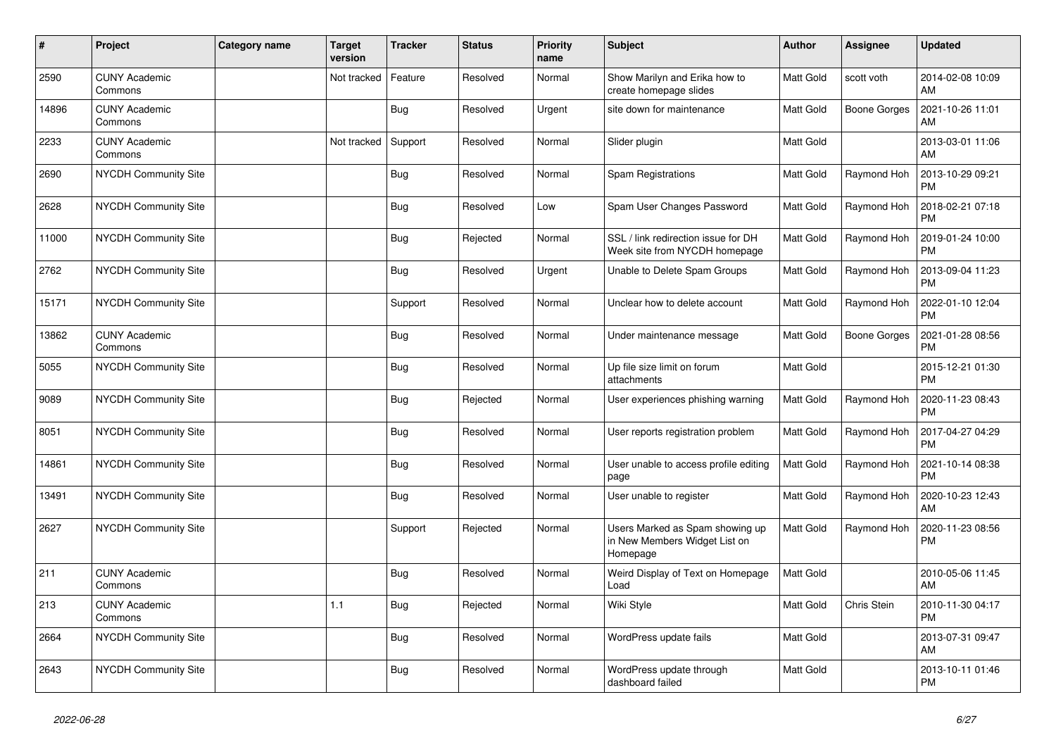| # | Project | Category name | Target version | Tracker | Status | Priority name | Subject | Author | Assignee | Updated |
|---|---|---|---|---|---|---|---|---|---|---|
| 2590 | CUNY Academic Commons | | Not tracked | Feature | Resolved | Normal | Show Marilyn and Erika how to create homepage slides | Matt Gold | scott voth | 2014-02-08 10:09 AM |
| 14896 | CUNY Academic Commons | | | Bug | Resolved | Urgent | site down for maintenance | Matt Gold | Boone Gorges | 2021-10-26 11:01 AM |
| 2233 | CUNY Academic Commons | | Not tracked | Support | Resolved | Normal | Slider plugin | Matt Gold | | 2013-03-01 11:06 AM |
| 2690 | NYCDH Community Site | | | Bug | Resolved | Normal | Spam Registrations | Matt Gold | Raymond Hoh | 2013-10-29 09:21 PM |
| 2628 | NYCDH Community Site | | | Bug | Resolved | Low | Spam User Changes Password | Matt Gold | Raymond Hoh | 2018-02-21 07:18 PM |
| 11000 | NYCDH Community Site | | | Bug | Rejected | Normal | SSL / link redirection issue for DH Week site from NYCDH homepage | Matt Gold | Raymond Hoh | 2019-01-24 10:00 PM |
| 2762 | NYCDH Community Site | | | Bug | Resolved | Urgent | Unable to Delete Spam Groups | Matt Gold | Raymond Hoh | 2013-09-04 11:23 PM |
| 15171 | NYCDH Community Site | | | Support | Resolved | Normal | Unclear how to delete account | Matt Gold | Raymond Hoh | 2022-01-10 12:04 PM |
| 13862 | CUNY Academic Commons | | | Bug | Resolved | Normal | Under maintenance message | Matt Gold | Boone Gorges | 2021-01-28 08:56 PM |
| 5055 | NYCDH Community Site | | | Bug | Resolved | Normal | Up file size limit on forum attachments | Matt Gold | | 2015-12-21 01:30 PM |
| 9089 | NYCDH Community Site | | | Bug | Rejected | Normal | User experiences phishing warning | Matt Gold | Raymond Hoh | 2020-11-23 08:43 PM |
| 8051 | NYCDH Community Site | | | Bug | Resolved | Normal | User reports registration problem | Matt Gold | Raymond Hoh | 2017-04-27 04:29 PM |
| 14861 | NYCDH Community Site | | | Bug | Resolved | Normal | User unable to access profile editing page | Matt Gold | Raymond Hoh | 2021-10-14 08:38 PM |
| 13491 | NYCDH Community Site | | | Bug | Resolved | Normal | User unable to register | Matt Gold | Raymond Hoh | 2020-10-23 12:43 AM |
| 2627 | NYCDH Community Site | | | Support | Rejected | Normal | Users Marked as Spam showing up in New Members Widget List on Homepage | Matt Gold | Raymond Hoh | 2020-11-23 08:56 PM |
| 211 | CUNY Academic Commons | | | Bug | Resolved | Normal | Weird Display of Text on Homepage Load | Matt Gold | | 2010-05-06 11:45 AM |
| 213 | CUNY Academic Commons | | 1.1 | Bug | Rejected | Normal | Wiki Style | Matt Gold | Chris Stein | 2010-11-30 04:17 PM |
| 2664 | NYCDH Community Site | | | Bug | Resolved | Normal | WordPress update fails | Matt Gold | | 2013-07-31 09:47 AM |
| 2643 | NYCDH Community Site | | | Bug | Resolved | Normal | WordPress update through dashboard failed | Matt Gold | | 2013-10-11 01:46 PM |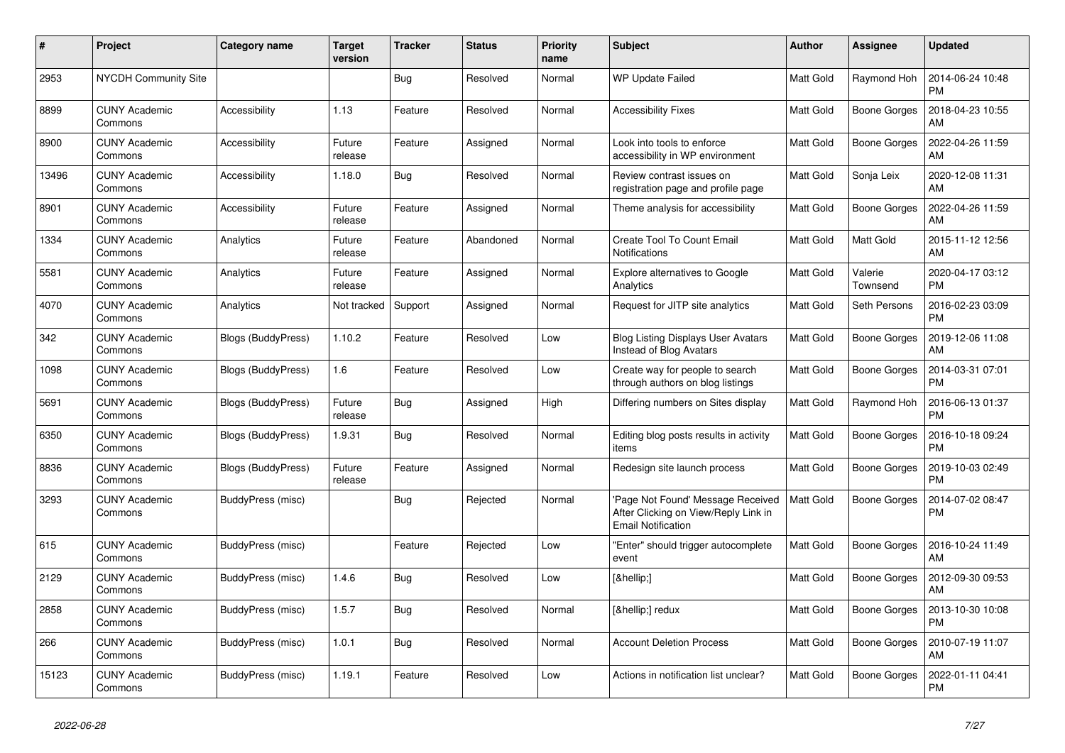| # | Project | Category name | Target version | Tracker | Status | Priority name | Subject | Author | Assignee | Updated |
|---|---|---|---|---|---|---|---|---|---|---|
| 2953 | NYCDH Community Site | | | Bug | Resolved | Normal | WP Update Failed | Matt Gold | Raymond Hoh | 2014-06-24 10:48 PM |
| 8899 | CUNY Academic Commons | Accessibility | 1.13 | Feature | Resolved | Normal | Accessibility Fixes | Matt Gold | Boone Gorges | 2018-04-23 10:55 AM |
| 8900 | CUNY Academic Commons | Accessibility | Future release | Feature | Assigned | Normal | Look into tools to enforce accessibility in WP environment | Matt Gold | Boone Gorges | 2022-04-26 11:59 AM |
| 13496 | CUNY Academic Commons | Accessibility | 1.18.0 | Bug | Resolved | Normal | Review contrast issues on registration page and profile page | Matt Gold | Sonja Leix | 2020-12-08 11:31 AM |
| 8901 | CUNY Academic Commons | Accessibility | Future release | Feature | Assigned | Normal | Theme analysis for accessibility | Matt Gold | Boone Gorges | 2022-04-26 11:59 AM |
| 1334 | CUNY Academic Commons | Analytics | Future release | Feature | Abandoned | Normal | Create Tool To Count Email Notifications | Matt Gold | Matt Gold | 2015-11-12 12:56 AM |
| 5581 | CUNY Academic Commons | Analytics | Future release | Feature | Assigned | Normal | Explore alternatives to Google Analytics | Matt Gold | Valerie Townsend | 2020-04-17 03:12 PM |
| 4070 | CUNY Academic Commons | Analytics | Not tracked | Support | Assigned | Normal | Request for JITP site analytics | Matt Gold | Seth Persons | 2016-02-23 03:09 PM |
| 342 | CUNY Academic Commons | Blogs (BuddyPress) | 1.10.2 | Feature | Resolved | Low | Blog Listing Displays User Avatars Instead of Blog Avatars | Matt Gold | Boone Gorges | 2019-12-06 11:08 AM |
| 1098 | CUNY Academic Commons | Blogs (BuddyPress) | 1.6 | Feature | Resolved | Low | Create way for people to search through authors on blog listings | Matt Gold | Boone Gorges | 2014-03-31 07:01 PM |
| 5691 | CUNY Academic Commons | Blogs (BuddyPress) | Future release | Bug | Assigned | High | Differing numbers on Sites display | Matt Gold | Raymond Hoh | 2016-06-13 01:37 PM |
| 6350 | CUNY Academic Commons | Blogs (BuddyPress) | 1.9.31 | Bug | Resolved | Normal | Editing blog posts results in activity items | Matt Gold | Boone Gorges | 2016-10-18 09:24 PM |
| 8836 | CUNY Academic Commons | Blogs (BuddyPress) | Future release | Feature | Assigned | Normal | Redesign site launch process | Matt Gold | Boone Gorges | 2019-10-03 02:49 PM |
| 3293 | CUNY Academic Commons | BuddyPress (misc) | | Bug | Rejected | Normal | 'Page Not Found' Message Received After Clicking on View/Reply Link in Email Notification | Matt Gold | Boone Gorges | 2014-07-02 08:47 PM |
| 615 | CUNY Academic Commons | BuddyPress (misc) | | Feature | Rejected | Low | "Enter" should trigger autocomplete event | Matt Gold | Boone Gorges | 2016-10-24 11:49 AM |
| 2129 | CUNY Academic Commons | BuddyPress (misc) | 1.4.6 | Bug | Resolved | Low | [&hellip;] | Matt Gold | Boone Gorges | 2012-09-30 09:53 AM |
| 2858 | CUNY Academic Commons | BuddyPress (misc) | 1.5.7 | Bug | Resolved | Normal | [&hellip;] redux | Matt Gold | Boone Gorges | 2013-10-30 10:08 PM |
| 266 | CUNY Academic Commons | BuddyPress (misc) | 1.0.1 | Bug | Resolved | Normal | Account Deletion Process | Matt Gold | Boone Gorges | 2010-07-19 11:07 AM |
| 15123 | CUNY Academic Commons | BuddyPress (misc) | 1.19.1 | Feature | Resolved | Low | Actions in notification list unclear? | Matt Gold | Boone Gorges | 2022-01-11 04:41 PM |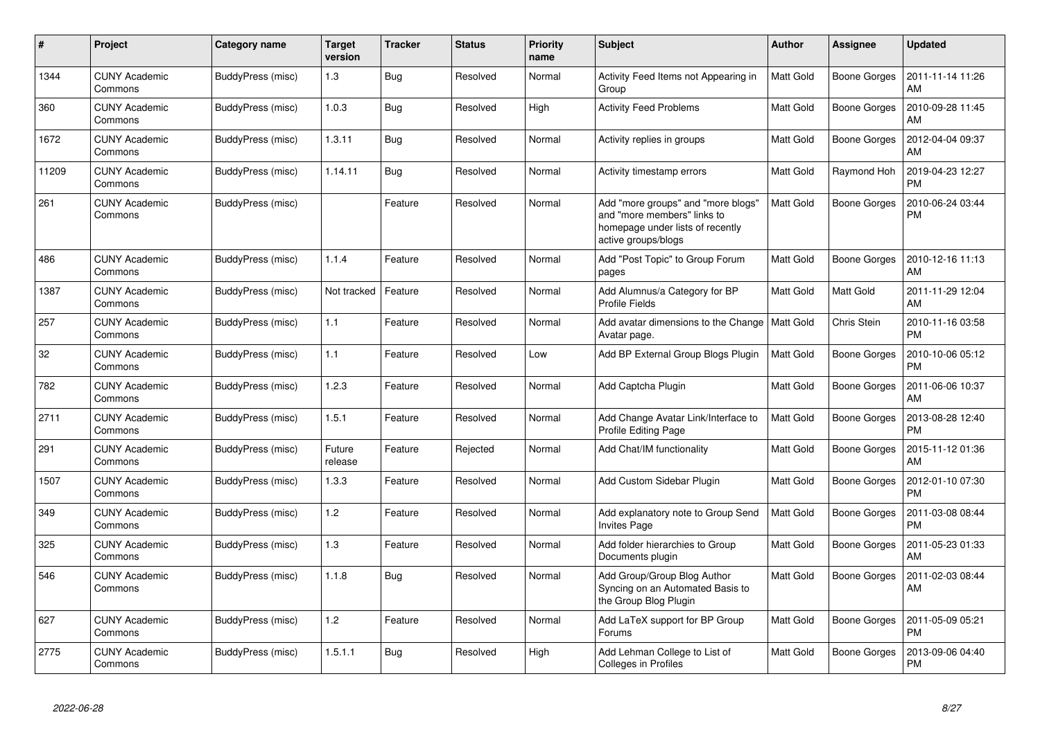| # | Project | Category name | Target version | Tracker | Status | Priority name | Subject | Author | Assignee | Updated |
|---|---|---|---|---|---|---|---|---|---|---|
| 1344 | CUNY Academic Commons | BuddyPress (misc) | 1.3 | Bug | Resolved | Normal | Activity Feed Items not Appearing in Group | Matt Gold | Boone Gorges | 2011-11-14 11:26 AM |
| 360 | CUNY Academic Commons | BuddyPress (misc) | 1.0.3 | Bug | Resolved | High | Activity Feed Problems | Matt Gold | Boone Gorges | 2010-09-28 11:45 AM |
| 1672 | CUNY Academic Commons | BuddyPress (misc) | 1.3.11 | Bug | Resolved | Normal | Activity replies in groups | Matt Gold | Boone Gorges | 2012-04-04 09:37 AM |
| 11209 | CUNY Academic Commons | BuddyPress (misc) | 1.14.11 | Bug | Resolved | Normal | Activity timestamp errors | Matt Gold | Raymond Hoh | 2019-04-23 12:27 PM |
| 261 | CUNY Academic Commons | BuddyPress (misc) | | Feature | Resolved | Normal | Add "more groups" and "more blogs" and "more members" links to homepage under lists of recently active groups/blogs | Matt Gold | Boone Gorges | 2010-06-24 03:44 PM |
| 486 | CUNY Academic Commons | BuddyPress (misc) | 1.1.4 | Feature | Resolved | Normal | Add "Post Topic" to Group Forum pages | Matt Gold | Boone Gorges | 2010-12-16 11:13 AM |
| 1387 | CUNY Academic Commons | BuddyPress (misc) | Not tracked | Feature | Resolved | Normal | Add Alumnus/a Category for BP Profile Fields | Matt Gold | Matt Gold | 2011-11-29 12:04 AM |
| 257 | CUNY Academic Commons | BuddyPress (misc) | 1.1 | Feature | Resolved | Normal | Add avatar dimensions to the Change Avatar page. | Matt Gold | Chris Stein | 2010-11-16 03:58 PM |
| 32 | CUNY Academic Commons | BuddyPress (misc) | 1.1 | Feature | Resolved | Low | Add BP External Group Blogs Plugin | Matt Gold | Boone Gorges | 2010-10-06 05:12 PM |
| 782 | CUNY Academic Commons | BuddyPress (misc) | 1.2.3 | Feature | Resolved | Normal | Add Captcha Plugin | Matt Gold | Boone Gorges | 2011-06-06 10:37 AM |
| 2711 | CUNY Academic Commons | BuddyPress (misc) | 1.5.1 | Feature | Resolved | Normal | Add Change Avatar Link/Interface to Profile Editing Page | Matt Gold | Boone Gorges | 2013-08-28 12:40 PM |
| 291 | CUNY Academic Commons | BuddyPress (misc) | Future release | Feature | Rejected | Normal | Add Chat/IM functionality | Matt Gold | Boone Gorges | 2015-11-12 01:36 AM |
| 1507 | CUNY Academic Commons | BuddyPress (misc) | 1.3.3 | Feature | Resolved | Normal | Add Custom Sidebar Plugin | Matt Gold | Boone Gorges | 2012-01-10 07:30 PM |
| 349 | CUNY Academic Commons | BuddyPress (misc) | 1.2 | Feature | Resolved | Normal | Add explanatory note to Group Send Invites Page | Matt Gold | Boone Gorges | 2011-03-08 08:44 PM |
| 325 | CUNY Academic Commons | BuddyPress (misc) | 1.3 | Feature | Resolved | Normal | Add folder hierarchies to Group Documents plugin | Matt Gold | Boone Gorges | 2011-05-23 01:33 AM |
| 546 | CUNY Academic Commons | BuddyPress (misc) | 1.1.8 | Bug | Resolved | Normal | Add Group/Group Blog Author Syncing on an Automated Basis to the Group Blog Plugin | Matt Gold | Boone Gorges | 2011-02-03 08:44 AM |
| 627 | CUNY Academic Commons | BuddyPress (misc) | 1.2 | Feature | Resolved | Normal | Add LaTeX support for BP Group Forums | Matt Gold | Boone Gorges | 2011-05-09 05:21 PM |
| 2775 | CUNY Academic Commons | BuddyPress (misc) | 1.5.1.1 | Bug | Resolved | High | Add Lehman College to List of Colleges in Profiles | Matt Gold | Boone Gorges | 2013-09-06 04:40 PM |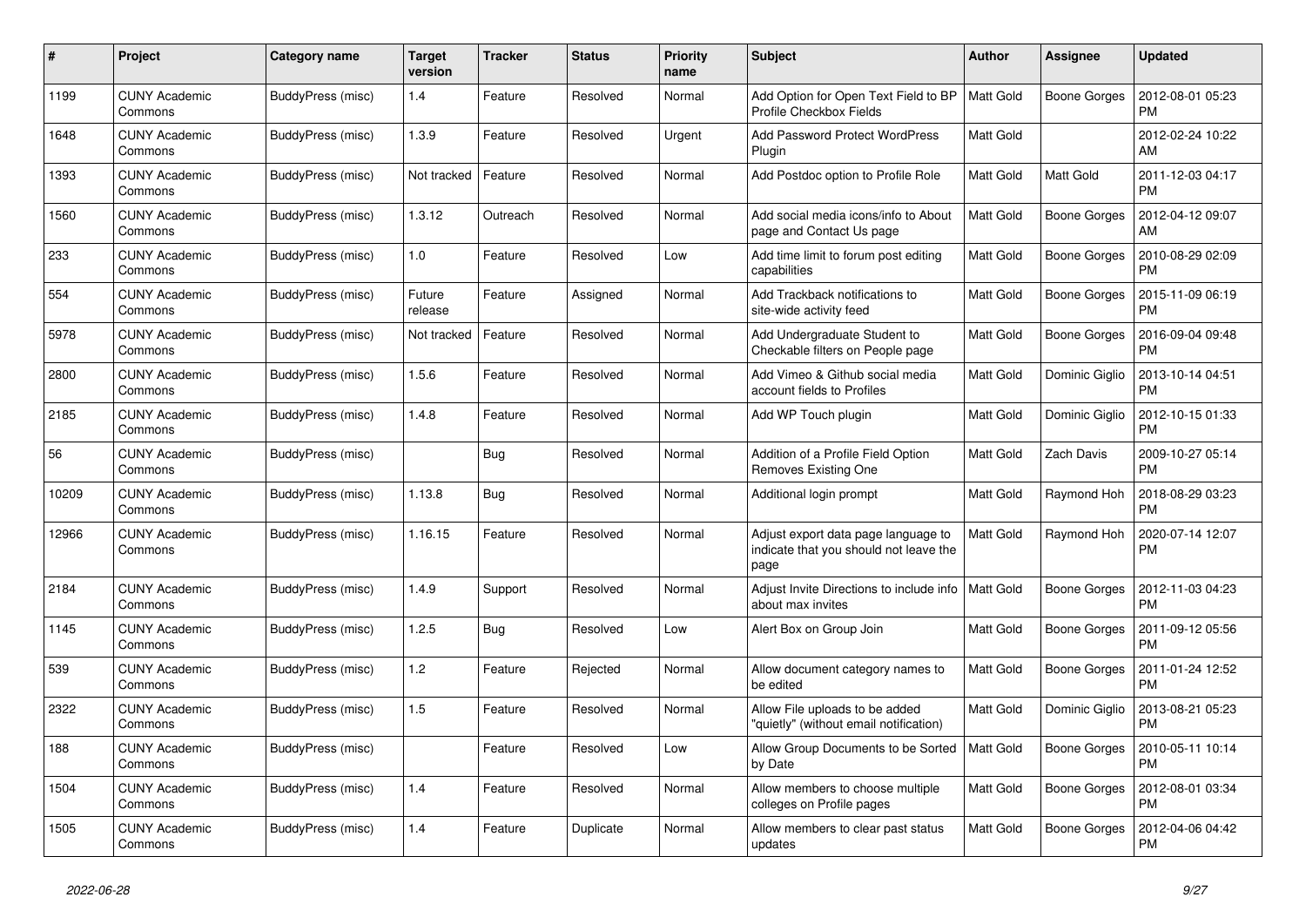| # | Project | Category name | Target version | Tracker | Status | Priority name | Subject | Author | Assignee | Updated |
|---|---|---|---|---|---|---|---|---|---|---|
| 1199 | CUNY Academic Commons | BuddyPress (misc) | 1.4 | Feature | Resolved | Normal | Add Option for Open Text Field to BP Profile Checkbox Fields | Matt Gold | Boone Gorges | 2012-08-01 05:23 PM |
| 1648 | CUNY Academic Commons | BuddyPress (misc) | 1.3.9 | Feature | Resolved | Urgent | Add Password Protect WordPress Plugin | Matt Gold | | 2012-02-24 10:22 AM |
| 1393 | CUNY Academic Commons | BuddyPress (misc) | Not tracked | Feature | Resolved | Normal | Add Postdoc option to Profile Role | Matt Gold | Matt Gold | 2011-12-03 04:17 PM |
| 1560 | CUNY Academic Commons | BuddyPress (misc) | 1.3.12 | Outreach | Resolved | Normal | Add social media icons/info to About page and Contact Us page | Matt Gold | Boone Gorges | 2012-04-12 09:07 AM |
| 233 | CUNY Academic Commons | BuddyPress (misc) | 1.0 | Feature | Resolved | Low | Add time limit to forum post editing capabilities | Matt Gold | Boone Gorges | 2010-08-29 02:09 PM |
| 554 | CUNY Academic Commons | BuddyPress (misc) | Future release | Feature | Assigned | Normal | Add Trackback notifications to site-wide activity feed | Matt Gold | Boone Gorges | 2015-11-09 06:19 PM |
| 5978 | CUNY Academic Commons | BuddyPress (misc) | Not tracked | Feature | Resolved | Normal | Add Undergraduate Student to Checkable filters on People page | Matt Gold | Boone Gorges | 2016-09-04 09:48 PM |
| 2800 | CUNY Academic Commons | BuddyPress (misc) | 1.5.6 | Feature | Resolved | Normal | Add Vimeo & Github social media account fields to Profiles | Matt Gold | Dominic Giglio | 2013-10-14 04:51 PM |
| 2185 | CUNY Academic Commons | BuddyPress (misc) | 1.4.8 | Feature | Resolved | Normal | Add WP Touch plugin | Matt Gold | Dominic Giglio | 2012-10-15 01:33 PM |
| 56 | CUNY Academic Commons | BuddyPress (misc) | | Bug | Resolved | Normal | Addition of a Profile Field Option Removes Existing One | Matt Gold | Zach Davis | 2009-10-27 05:14 PM |
| 10209 | CUNY Academic Commons | BuddyPress (misc) | 1.13.8 | Bug | Resolved | Normal | Additional login prompt | Matt Gold | Raymond Hoh | 2018-08-29 03:23 PM |
| 12966 | CUNY Academic Commons | BuddyPress (misc) | 1.16.15 | Feature | Resolved | Normal | Adjust export data page language to indicate that you should not leave the page | Matt Gold | Raymond Hoh | 2020-07-14 12:07 PM |
| 2184 | CUNY Academic Commons | BuddyPress (misc) | 1.4.9 | Support | Resolved | Normal | Adjust Invite Directions to include info about max invites | Matt Gold | Boone Gorges | 2012-11-03 04:23 PM |
| 1145 | CUNY Academic Commons | BuddyPress (misc) | 1.2.5 | Bug | Resolved | Low | Alert Box on Group Join | Matt Gold | Boone Gorges | 2011-09-12 05:56 PM |
| 539 | CUNY Academic Commons | BuddyPress (misc) | 1.2 | Feature | Rejected | Normal | Allow document category names to be edited | Matt Gold | Boone Gorges | 2011-01-24 12:52 PM |
| 2322 | CUNY Academic Commons | BuddyPress (misc) | 1.5 | Feature | Resolved | Normal | Allow File uploads to be added "quietly" (without email notification) | Matt Gold | Dominic Giglio | 2013-08-21 05:23 PM |
| 188 | CUNY Academic Commons | BuddyPress (misc) | | Feature | Resolved | Low | Allow Group Documents to be Sorted by Date | Matt Gold | Boone Gorges | 2010-05-11 10:14 PM |
| 1504 | CUNY Academic Commons | BuddyPress (misc) | 1.4 | Feature | Resolved | Normal | Allow members to choose multiple colleges on Profile pages | Matt Gold | Boone Gorges | 2012-08-01 03:34 PM |
| 1505 | CUNY Academic Commons | BuddyPress (misc) | 1.4 | Feature | Duplicate | Normal | Allow members to clear past status updates | Matt Gold | Boone Gorges | 2012-04-06 04:42 PM |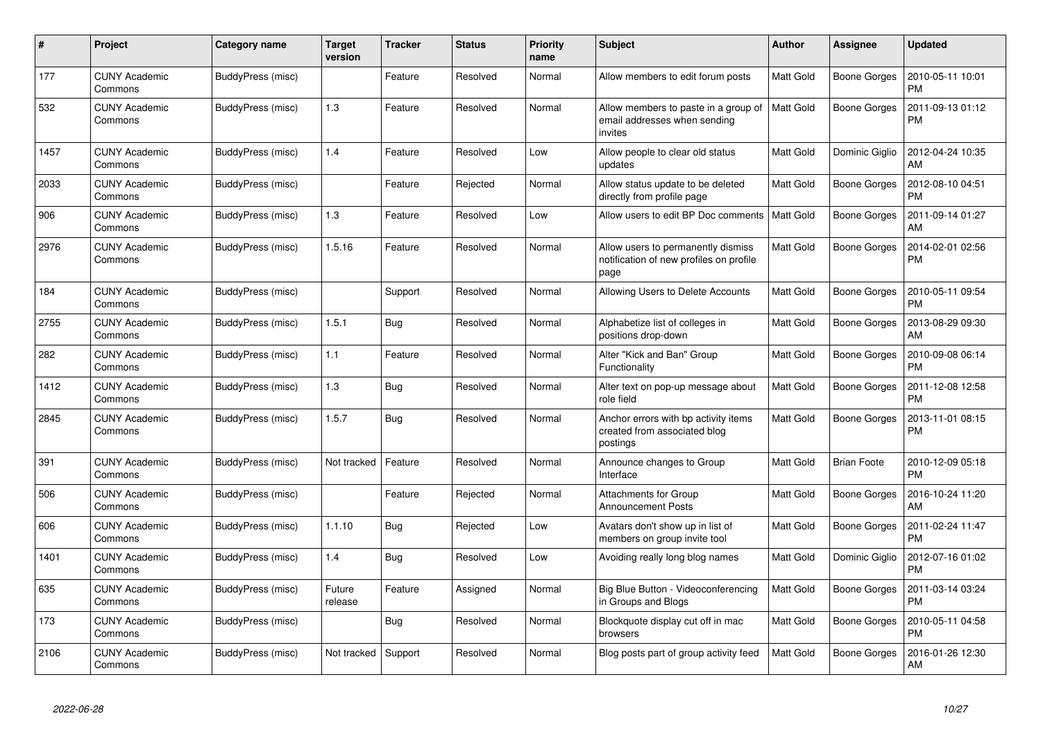| # | Project | Category name | Target version | Tracker | Status | Priority name | Subject | Author | Assignee | Updated |
|---|---|---|---|---|---|---|---|---|---|---|
| 177 | CUNY Academic Commons | BuddyPress (misc) | | Feature | Resolved | Normal | Allow members to edit forum posts | Matt Gold | Boone Gorges | 2010-05-11 10:01 PM |
| 532 | CUNY Academic Commons | BuddyPress (misc) | 1.3 | Feature | Resolved | Normal | Allow members to paste in a group of email addresses when sending invites | Matt Gold | Boone Gorges | 2011-09-13 01:12 PM |
| 1457 | CUNY Academic Commons | BuddyPress (misc) | 1.4 | Feature | Resolved | Low | Allow people to clear old status updates | Matt Gold | Dominic Giglio | 2012-04-24 10:35 AM |
| 2033 | CUNY Academic Commons | BuddyPress (misc) | | Feature | Rejected | Normal | Allow status update to be deleted directly from profile page | Matt Gold | Boone Gorges | 2012-08-10 04:51 PM |
| 906 | CUNY Academic Commons | BuddyPress (misc) | 1.3 | Feature | Resolved | Low | Allow users to edit BP Doc comments | Matt Gold | Boone Gorges | 2011-09-14 01:27 AM |
| 2976 | CUNY Academic Commons | BuddyPress (misc) | 1.5.16 | Feature | Resolved | Normal | Allow users to permanently dismiss notification of new profiles on profile page | Matt Gold | Boone Gorges | 2014-02-01 02:56 PM |
| 184 | CUNY Academic Commons | BuddyPress (misc) | | Support | Resolved | Normal | Allowing Users to Delete Accounts | Matt Gold | Boone Gorges | 2010-05-11 09:54 PM |
| 2755 | CUNY Academic Commons | BuddyPress (misc) | 1.5.1 | Bug | Resolved | Normal | Alphabetize list of colleges in positions drop-down | Matt Gold | Boone Gorges | 2013-08-29 09:30 AM |
| 282 | CUNY Academic Commons | BuddyPress (misc) | 1.1 | Feature | Resolved | Normal | Alter "Kick and Ban" Group Functionality | Matt Gold | Boone Gorges | 2010-09-08 06:14 PM |
| 1412 | CUNY Academic Commons | BuddyPress (misc) | 1.3 | Bug | Resolved | Normal | Alter text on pop-up message about role field | Matt Gold | Boone Gorges | 2011-12-08 12:58 PM |
| 2845 | CUNY Academic Commons | BuddyPress (misc) | 1.5.7 | Bug | Resolved | Normal | Anchor errors with bp activity items created from associated blog postings | Matt Gold | Boone Gorges | 2013-11-01 08:15 PM |
| 391 | CUNY Academic Commons | BuddyPress (misc) | Not tracked | Feature | Resolved | Normal | Announce changes to Group Interface | Matt Gold | Brian Foote | 2010-12-09 05:18 PM |
| 506 | CUNY Academic Commons | BuddyPress (misc) | | Feature | Rejected | Normal | Attachments for Group Announcement Posts | Matt Gold | Boone Gorges | 2016-10-24 11:20 AM |
| 606 | CUNY Academic Commons | BuddyPress (misc) | 1.1.10 | Bug | Rejected | Low | Avatars don't show up in list of members on group invite tool | Matt Gold | Boone Gorges | 2011-02-24 11:47 PM |
| 1401 | CUNY Academic Commons | BuddyPress (misc) | 1.4 | Bug | Resolved | Low | Avoiding really long blog names | Matt Gold | Dominic Giglio | 2012-07-16 01:02 PM |
| 635 | CUNY Academic Commons | BuddyPress (misc) | Future release | Feature | Assigned | Normal | Big Blue Button - Videoconferencing in Groups and Blogs | Matt Gold | Boone Gorges | 2011-03-14 03:24 PM |
| 173 | CUNY Academic Commons | BuddyPress (misc) | | Bug | Resolved | Normal | Blockquote display cut off in mac browsers | Matt Gold | Boone Gorges | 2010-05-11 04:58 PM |
| 2106 | CUNY Academic Commons | BuddyPress (misc) | Not tracked | Support | Resolved | Normal | Blog posts part of group activity feed | Matt Gold | Boone Gorges | 2016-01-26 12:30 AM |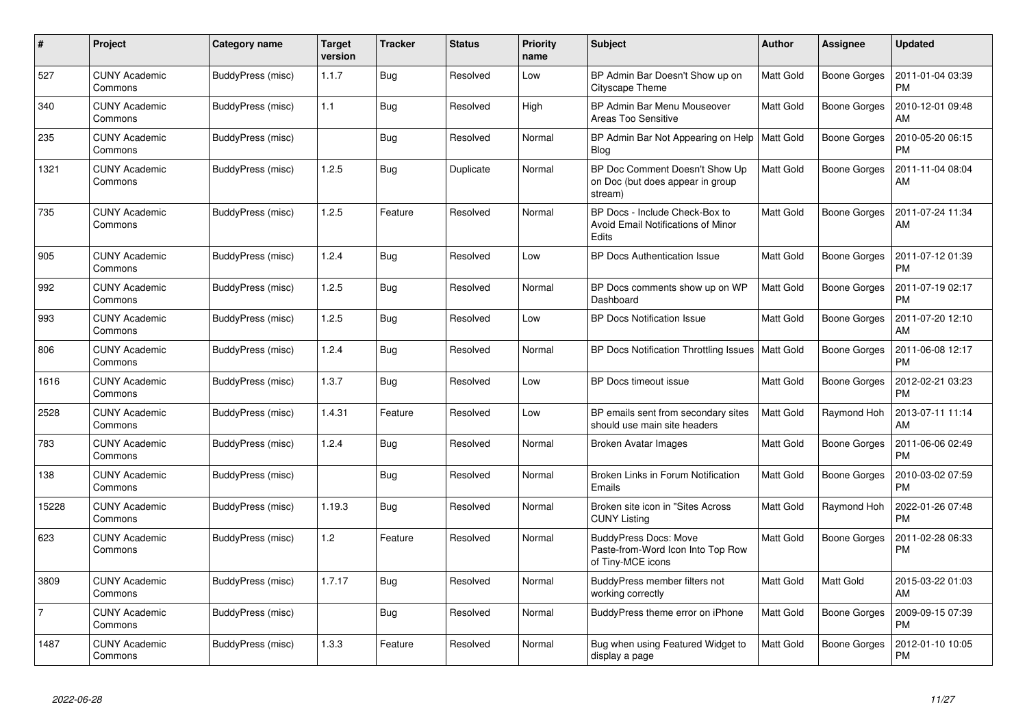| # | Project | Category name | Target version | Tracker | Status | Priority name | Subject | Author | Assignee | Updated |
|---|---|---|---|---|---|---|---|---|---|---|
| 527 | CUNY Academic Commons | BuddyPress (misc) | 1.1.7 | Bug | Resolved | Low | BP Admin Bar Doesn't Show up on Cityscape Theme | Matt Gold | Boone Gorges | 2011-01-04 03:39 PM |
| 340 | CUNY Academic Commons | BuddyPress (misc) | 1.1 | Bug | Resolved | High | BP Admin Bar Menu Mouseover Areas Too Sensitive | Matt Gold | Boone Gorges | 2010-12-01 09:48 AM |
| 235 | CUNY Academic Commons | BuddyPress (misc) | | Bug | Resolved | Normal | BP Admin Bar Not Appearing on Help Blog | Matt Gold | Boone Gorges | 2010-05-20 06:15 PM |
| 1321 | CUNY Academic Commons | BuddyPress (misc) | 1.2.5 | Bug | Duplicate | Normal | BP Doc Comment Doesn't Show Up on Doc (but does appear in group stream) | Matt Gold | Boone Gorges | 2011-11-04 08:04 AM |
| 735 | CUNY Academic Commons | BuddyPress (misc) | 1.2.5 | Feature | Resolved | Normal | BP Docs - Include Check-Box to Avoid Email Notifications of Minor Edits | Matt Gold | Boone Gorges | 2011-07-24 11:34 AM |
| 905 | CUNY Academic Commons | BuddyPress (misc) | 1.2.4 | Bug | Resolved | Low | BP Docs Authentication Issue | Matt Gold | Boone Gorges | 2011-07-12 01:39 PM |
| 992 | CUNY Academic Commons | BuddyPress (misc) | 1.2.5 | Bug | Resolved | Normal | BP Docs comments show up on WP Dashboard | Matt Gold | Boone Gorges | 2011-07-19 02:17 PM |
| 993 | CUNY Academic Commons | BuddyPress (misc) | 1.2.5 | Bug | Resolved | Low | BP Docs Notification Issue | Matt Gold | Boone Gorges | 2011-07-20 12:10 AM |
| 806 | CUNY Academic Commons | BuddyPress (misc) | 1.2.4 | Bug | Resolved | Normal | BP Docs Notification Throttling Issues | Matt Gold | Boone Gorges | 2011-06-08 12:17 PM |
| 1616 | CUNY Academic Commons | BuddyPress (misc) | 1.3.7 | Bug | Resolved | Low | BP Docs timeout issue | Matt Gold | Boone Gorges | 2012-02-21 03:23 PM |
| 2528 | CUNY Academic Commons | BuddyPress (misc) | 1.4.31 | Feature | Resolved | Low | BP emails sent from secondary sites should use main site headers | Matt Gold | Raymond Hoh | 2013-07-11 11:14 AM |
| 783 | CUNY Academic Commons | BuddyPress (misc) | 1.2.4 | Bug | Resolved | Normal | Broken Avatar Images | Matt Gold | Boone Gorges | 2011-06-06 02:49 PM |
| 138 | CUNY Academic Commons | BuddyPress (misc) | | Bug | Resolved | Normal | Broken Links in Forum Notification Emails | Matt Gold | Boone Gorges | 2010-03-02 07:59 PM |
| 15228 | CUNY Academic Commons | BuddyPress (misc) | 1.19.3 | Bug | Resolved | Normal | Broken site icon in "Sites Across CUNY Listing | Matt Gold | Raymond Hoh | 2022-01-26 07:48 PM |
| 623 | CUNY Academic Commons | BuddyPress (misc) | 1.2 | Feature | Resolved | Normal | BuddyPress Docs: Move Paste-from-Word Icon Into Top Row of Tiny-MCE icons | Matt Gold | Boone Gorges | 2011-02-28 06:33 PM |
| 3809 | CUNY Academic Commons | BuddyPress (misc) | 1.7.17 | Bug | Resolved | Normal | BuddyPress member filters not working correctly | Matt Gold | Matt Gold | 2015-03-22 01:03 AM |
| 7 | CUNY Academic Commons | BuddyPress (misc) | | Bug | Resolved | Normal | BuddyPress theme error on iPhone | Matt Gold | Boone Gorges | 2009-09-15 07:39 PM |
| 1487 | CUNY Academic Commons | BuddyPress (misc) | 1.3.3 | Feature | Resolved | Normal | Bug when using Featured Widget to display a page | Matt Gold | Boone Gorges | 2012-01-10 10:05 PM |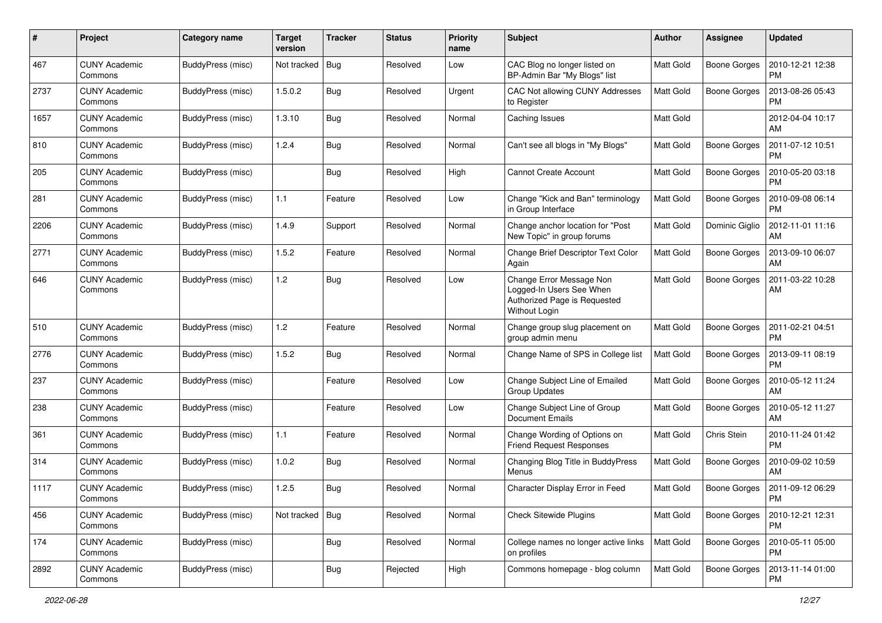| # | Project | Category name | Target version | Tracker | Status | Priority name | Subject | Author | Assignee | Updated |
|---|---|---|---|---|---|---|---|---|---|---|
| 467 | CUNY Academic Commons | BuddyPress (misc) | Not tracked | Bug | Resolved | Low | CAC Blog no longer listed on BP-Admin Bar "My Blogs" list | Matt Gold | Boone Gorges | 2010-12-21 12:38 PM |
| 2737 | CUNY Academic Commons | BuddyPress (misc) | 1.5.0.2 | Bug | Resolved | Urgent | CAC Not allowing CUNY Addresses to Register | Matt Gold | Boone Gorges | 2013-08-26 05:43 PM |
| 1657 | CUNY Academic Commons | BuddyPress (misc) | 1.3.10 | Bug | Resolved | Normal | Caching Issues | Matt Gold | | 2012-04-04 10:17 AM |
| 810 | CUNY Academic Commons | BuddyPress (misc) | 1.2.4 | Bug | Resolved | Normal | Can't see all blogs in "My Blogs" | Matt Gold | Boone Gorges | 2011-07-12 10:51 PM |
| 205 | CUNY Academic Commons | BuddyPress (misc) | | Bug | Resolved | High | Cannot Create Account | Matt Gold | Boone Gorges | 2010-05-20 03:18 PM |
| 281 | CUNY Academic Commons | BuddyPress (misc) | 1.1 | Feature | Resolved | Low | Change "Kick and Ban" terminology in Group Interface | Matt Gold | Boone Gorges | 2010-09-08 06:14 PM |
| 2206 | CUNY Academic Commons | BuddyPress (misc) | 1.4.9 | Support | Resolved | Normal | Change anchor location for "Post New Topic" in group forums | Matt Gold | Dominic Giglio | 2012-11-01 11:16 AM |
| 2771 | CUNY Academic Commons | BuddyPress (misc) | 1.5.2 | Feature | Resolved | Normal | Change Brief Descriptor Text Color Again | Matt Gold | Boone Gorges | 2013-09-10 06:07 AM |
| 646 | CUNY Academic Commons | BuddyPress (misc) | 1.2 | Bug | Resolved | Low | Change Error Message Non Logged-In Users See When Authorized Page is Requested Without Login | Matt Gold | Boone Gorges | 2011-03-22 10:28 AM |
| 510 | CUNY Academic Commons | BuddyPress (misc) | 1.2 | Feature | Resolved | Normal | Change group slug placement on group admin menu | Matt Gold | Boone Gorges | 2011-02-21 04:51 PM |
| 2776 | CUNY Academic Commons | BuddyPress (misc) | 1.5.2 | Bug | Resolved | Normal | Change Name of SPS in College list | Matt Gold | Boone Gorges | 2013-09-11 08:19 PM |
| 237 | CUNY Academic Commons | BuddyPress (misc) | | Feature | Resolved | Low | Change Subject Line of Emailed Group Updates | Matt Gold | Boone Gorges | 2010-05-12 11:24 AM |
| 238 | CUNY Academic Commons | BuddyPress (misc) | | Feature | Resolved | Low | Change Subject Line of Group Document Emails | Matt Gold | Boone Gorges | 2010-05-12 11:27 AM |
| 361 | CUNY Academic Commons | BuddyPress (misc) | 1.1 | Feature | Resolved | Normal | Change Wording of Options on Friend Request Responses | Matt Gold | Chris Stein | 2010-11-24 01:42 PM |
| 314 | CUNY Academic Commons | BuddyPress (misc) | 1.0.2 | Bug | Resolved | Normal | Changing Blog Title in BuddyPress Menus | Matt Gold | Boone Gorges | 2010-09-02 10:59 AM |
| 1117 | CUNY Academic Commons | BuddyPress (misc) | 1.2.5 | Bug | Resolved | Normal | Character Display Error in Feed | Matt Gold | Boone Gorges | 2011-09-12 06:29 PM |
| 456 | CUNY Academic Commons | BuddyPress (misc) | Not tracked | Bug | Resolved | Normal | Check Sitewide Plugins | Matt Gold | Boone Gorges | 2010-12-21 12:31 PM |
| 174 | CUNY Academic Commons | BuddyPress (misc) | | Bug | Resolved | Normal | College names no longer active links on profiles | Matt Gold | Boone Gorges | 2010-05-11 05:00 PM |
| 2892 | CUNY Academic Commons | BuddyPress (misc) | | Bug | Rejected | High | Commons homepage - blog column | Matt Gold | Boone Gorges | 2013-11-14 01:00 PM |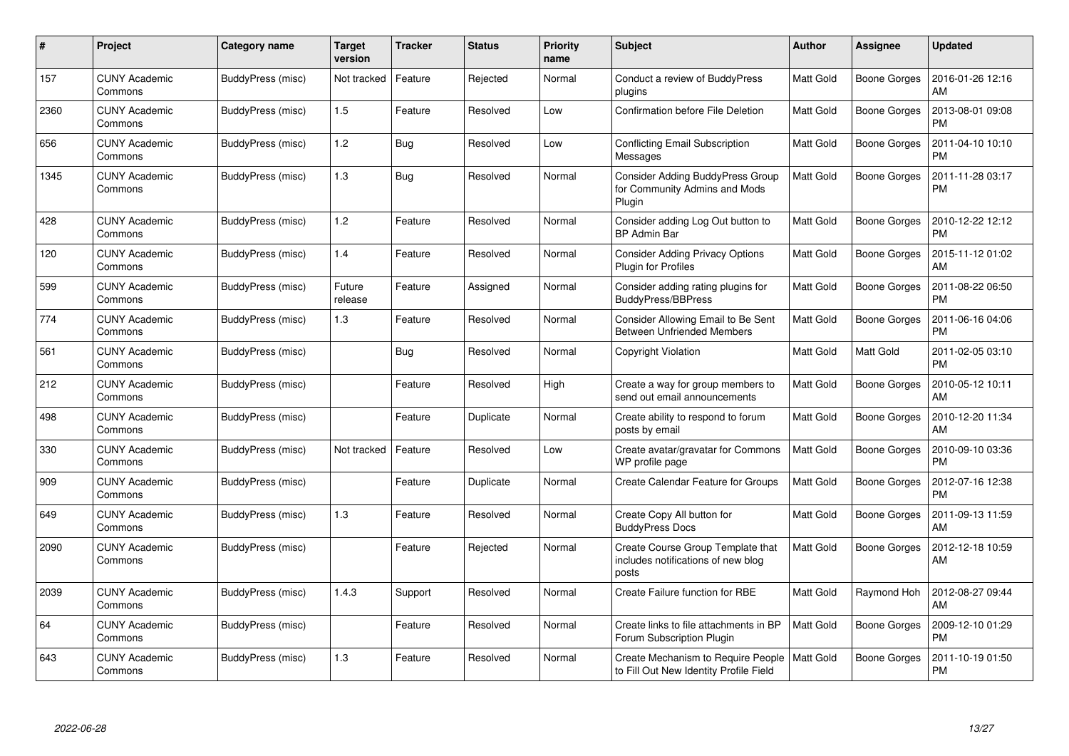| # | Project | Category name | Target version | Tracker | Status | Priority name | Subject | Author | Assignee | Updated |
|---|---|---|---|---|---|---|---|---|---|---|
| 157 | CUNY Academic Commons | BuddyPress (misc) | Not tracked | Feature | Rejected | Normal | Conduct a review of BuddyPress plugins | Matt Gold | Boone Gorges | 2016-01-26 12:16 AM |
| 2360 | CUNY Academic Commons | BuddyPress (misc) | 1.5 | Feature | Resolved | Low | Confirmation before File Deletion | Matt Gold | Boone Gorges | 2013-08-01 09:08 PM |
| 656 | CUNY Academic Commons | BuddyPress (misc) | 1.2 | Bug | Resolved | Low | Conflicting Email Subscription Messages | Matt Gold | Boone Gorges | 2011-04-10 10:10 PM |
| 1345 | CUNY Academic Commons | BuddyPress (misc) | 1.3 | Bug | Resolved | Normal | Consider Adding BuddyPress Group for Community Admins and Mods Plugin | Matt Gold | Boone Gorges | 2011-11-28 03:17 PM |
| 428 | CUNY Academic Commons | BuddyPress (misc) | 1.2 | Feature | Resolved | Normal | Consider adding Log Out button to BP Admin Bar | Matt Gold | Boone Gorges | 2010-12-22 12:12 PM |
| 120 | CUNY Academic Commons | BuddyPress (misc) | 1.4 | Feature | Resolved | Normal | Consider Adding Privacy Options Plugin for Profiles | Matt Gold | Boone Gorges | 2015-11-12 01:02 AM |
| 599 | CUNY Academic Commons | BuddyPress (misc) | Future release | Feature | Assigned | Normal | Consider adding rating plugins for BuddyPress/BBPress | Matt Gold | Boone Gorges | 2011-08-22 06:50 PM |
| 774 | CUNY Academic Commons | BuddyPress (misc) | 1.3 | Feature | Resolved | Normal | Consider Allowing Email to Be Sent Between Unfriended Members | Matt Gold | Boone Gorges | 2011-06-16 04:06 PM |
| 561 | CUNY Academic Commons | BuddyPress (misc) | | Bug | Resolved | Normal | Copyright Violation | Matt Gold | Matt Gold | 2011-02-05 03:10 PM |
| 212 | CUNY Academic Commons | BuddyPress (misc) | | Feature | Resolved | High | Create a way for group members to send out email announcements | Matt Gold | Boone Gorges | 2010-05-12 10:11 AM |
| 498 | CUNY Academic Commons | BuddyPress (misc) | | Feature | Duplicate | Normal | Create ability to respond to forum posts by email | Matt Gold | Boone Gorges | 2010-12-20 11:34 AM |
| 330 | CUNY Academic Commons | BuddyPress (misc) | Not tracked | Feature | Resolved | Low | Create avatar/gravatar for Commons WP profile page | Matt Gold | Boone Gorges | 2010-09-10 03:36 PM |
| 909 | CUNY Academic Commons | BuddyPress (misc) | | Feature | Duplicate | Normal | Create Calendar Feature for Groups | Matt Gold | Boone Gorges | 2012-07-16 12:38 PM |
| 649 | CUNY Academic Commons | BuddyPress (misc) | 1.3 | Feature | Resolved | Normal | Create Copy All button for BuddyPress Docs | Matt Gold | Boone Gorges | 2011-09-13 11:59 AM |
| 2090 | CUNY Academic Commons | BuddyPress (misc) | | Feature | Rejected | Normal | Create Course Group Template that includes notifications of new blog posts | Matt Gold | Boone Gorges | 2012-12-18 10:59 AM |
| 2039 | CUNY Academic Commons | BuddyPress (misc) | 1.4.3 | Support | Resolved | Normal | Create Failure function for RBE | Matt Gold | Raymond Hoh | 2012-08-27 09:44 AM |
| 64 | CUNY Academic Commons | BuddyPress (misc) | | Feature | Resolved | Normal | Create links to file attachments in BP Forum Subscription Plugin | Matt Gold | Boone Gorges | 2009-12-10 01:29 PM |
| 643 | CUNY Academic Commons | BuddyPress (misc) | 1.3 | Feature | Resolved | Normal | Create Mechanism to Require People to Fill Out New Identity Profile Field | Matt Gold | Boone Gorges | 2011-10-19 01:50 PM |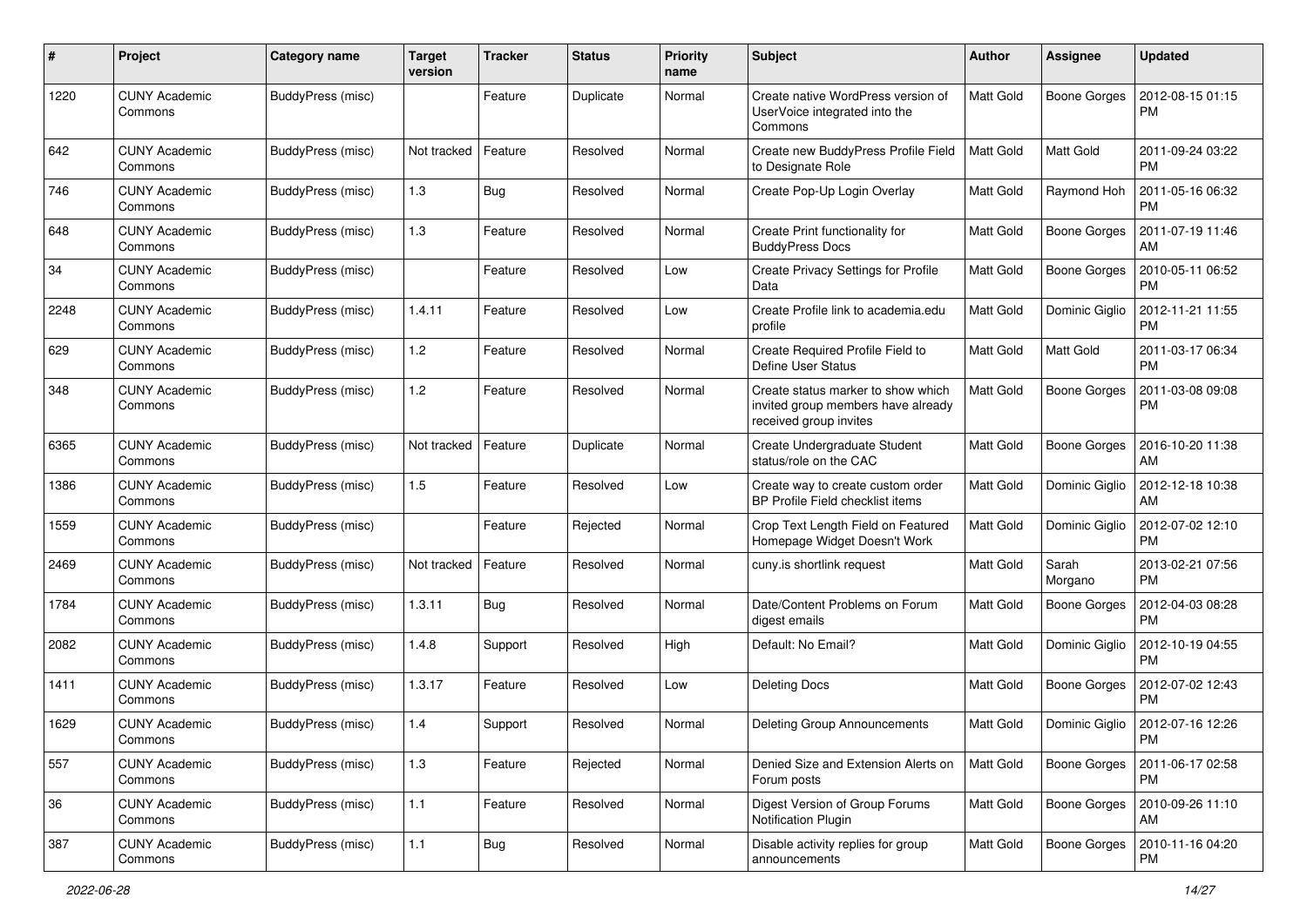| # | Project | Category name | Target version | Tracker | Status | Priority name | Subject | Author | Assignee | Updated |
|---|---|---|---|---|---|---|---|---|---|---|
| 1220 | CUNY Academic Commons | BuddyPress (misc) | | Feature | Duplicate | Normal | Create native WordPress version of UserVoice integrated into the Commons | Matt Gold | Boone Gorges | 2012-08-15 01:15 PM |
| 642 | CUNY Academic Commons | BuddyPress (misc) | Not tracked | Feature | Resolved | Normal | Create new BuddyPress Profile Field to Designate Role | Matt Gold | Matt Gold | 2011-09-24 03:22 PM |
| 746 | CUNY Academic Commons | BuddyPress (misc) | 1.3 | Bug | Resolved | Normal | Create Pop-Up Login Overlay | Matt Gold | Raymond Hoh | 2011-05-16 06:32 PM |
| 648 | CUNY Academic Commons | BuddyPress (misc) | 1.3 | Feature | Resolved | Normal | Create Print functionality for BuddyPress Docs | Matt Gold | Boone Gorges | 2011-07-19 11:46 AM |
| 34 | CUNY Academic Commons | BuddyPress (misc) | | Feature | Resolved | Low | Create Privacy Settings for Profile Data | Matt Gold | Boone Gorges | 2010-05-11 06:52 PM |
| 2248 | CUNY Academic Commons | BuddyPress (misc) | 1.4.11 | Feature | Resolved | Low | Create Profile link to academia.edu profile | Matt Gold | Dominic Giglio | 2012-11-21 11:55 PM |
| 629 | CUNY Academic Commons | BuddyPress (misc) | 1.2 | Feature | Resolved | Normal | Create Required Profile Field to Define User Status | Matt Gold | Matt Gold | 2011-03-17 06:34 PM |
| 348 | CUNY Academic Commons | BuddyPress (misc) | 1.2 | Feature | Resolved | Normal | Create status marker to show which invited group members have already received group invites | Matt Gold | Boone Gorges | 2011-03-08 09:08 PM |
| 6365 | CUNY Academic Commons | BuddyPress (misc) | Not tracked | Feature | Duplicate | Normal | Create Undergraduate Student status/role on the CAC | Matt Gold | Boone Gorges | 2016-10-20 11:38 AM |
| 1386 | CUNY Academic Commons | BuddyPress (misc) | 1.5 | Feature | Resolved | Low | Create way to create custom order BP Profile Field checklist items | Matt Gold | Dominic Giglio | 2012-12-18 10:38 AM |
| 1559 | CUNY Academic Commons | BuddyPress (misc) | | Feature | Rejected | Normal | Crop Text Length Field on Featured Homepage Widget Doesn't Work | Matt Gold | Dominic Giglio | 2012-07-02 12:10 PM |
| 2469 | CUNY Academic Commons | BuddyPress (misc) | Not tracked | Feature | Resolved | Normal | cuny.is shortlink request | Matt Gold | Sarah Morgano | 2013-02-21 07:56 PM |
| 1784 | CUNY Academic Commons | BuddyPress (misc) | 1.3.11 | Bug | Resolved | Normal | Date/Content Problems on Forum digest emails | Matt Gold | Boone Gorges | 2012-04-03 08:28 PM |
| 2082 | CUNY Academic Commons | BuddyPress (misc) | 1.4.8 | Support | Resolved | High | Default: No Email? | Matt Gold | Dominic Giglio | 2012-10-19 04:55 PM |
| 1411 | CUNY Academic Commons | BuddyPress (misc) | 1.3.17 | Feature | Resolved | Low | Deleting Docs | Matt Gold | Boone Gorges | 2012-07-02 12:43 PM |
| 1629 | CUNY Academic Commons | BuddyPress (misc) | 1.4 | Support | Resolved | Normal | Deleting Group Announcements | Matt Gold | Dominic Giglio | 2012-07-16 12:26 PM |
| 557 | CUNY Academic Commons | BuddyPress (misc) | 1.3 | Feature | Rejected | Normal | Denied Size and Extension Alerts on Forum posts | Matt Gold | Boone Gorges | 2011-06-17 02:58 PM |
| 36 | CUNY Academic Commons | BuddyPress (misc) | 1.1 | Feature | Resolved | Normal | Digest Version of Group Forums Notification Plugin | Matt Gold | Boone Gorges | 2010-09-26 11:10 AM |
| 387 | CUNY Academic Commons | BuddyPress (misc) | 1.1 | Bug | Resolved | Normal | Disable activity replies for group announcements | Matt Gold | Boone Gorges | 2010-11-16 04:20 PM |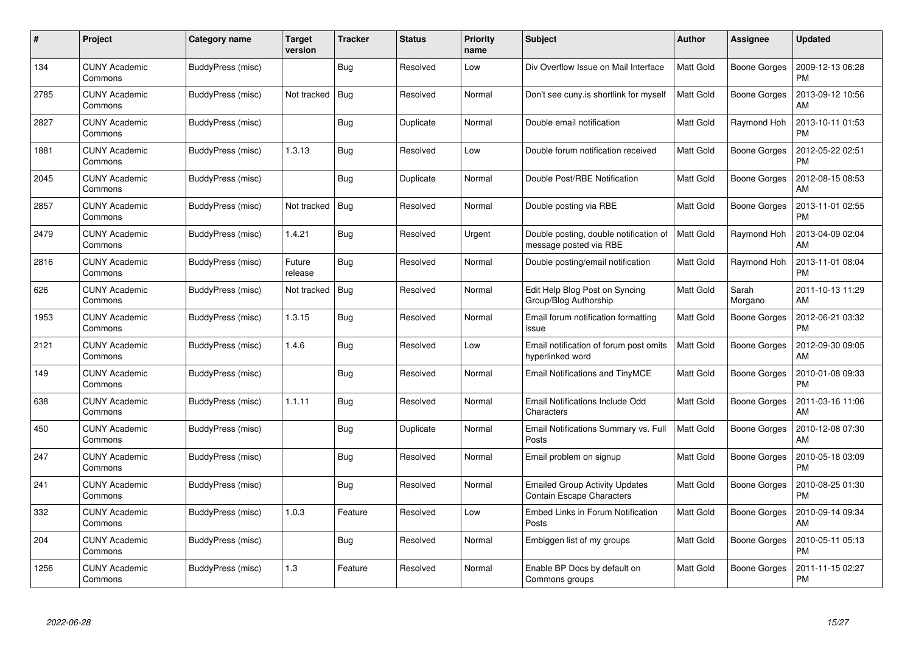| # | Project | Category name | Target version | Tracker | Status | Priority name | Subject | Author | Assignee | Updated |
|---|---|---|---|---|---|---|---|---|---|---|
| 134 | CUNY Academic Commons | BuddyPress (misc) | | Bug | Resolved | Low | Div Overflow Issue on Mail Interface | Matt Gold | Boone Gorges | 2009-12-13 06:28 PM |
| 2785 | CUNY Academic Commons | BuddyPress (misc) | Not tracked | Bug | Resolved | Normal | Don't see cuny.is shortlink for myself | Matt Gold | Boone Gorges | 2013-09-12 10:56 AM |
| 2827 | CUNY Academic Commons | BuddyPress (misc) | | Bug | Duplicate | Normal | Double email notification | Matt Gold | Raymond Hoh | 2013-10-11 01:53 PM |
| 1881 | CUNY Academic Commons | BuddyPress (misc) | 1.3.13 | Bug | Resolved | Low | Double forum notification received | Matt Gold | Boone Gorges | 2012-05-22 02:51 PM |
| 2045 | CUNY Academic Commons | BuddyPress (misc) | | Bug | Duplicate | Normal | Double Post/RBE Notification | Matt Gold | Boone Gorges | 2012-08-15 08:53 AM |
| 2857 | CUNY Academic Commons | BuddyPress (misc) | Not tracked | Bug | Resolved | Normal | Double posting via RBE | Matt Gold | Boone Gorges | 2013-11-01 02:55 PM |
| 2479 | CUNY Academic Commons | BuddyPress (misc) | 1.4.21 | Bug | Resolved | Urgent | Double posting, double notification of message posted via RBE | Matt Gold | Raymond Hoh | 2013-04-09 02:04 AM |
| 2816 | CUNY Academic Commons | BuddyPress (misc) | Future release | Bug | Resolved | Normal | Double posting/email notification | Matt Gold | Raymond Hoh | 2013-11-01 08:04 PM |
| 626 | CUNY Academic Commons | BuddyPress (misc) | Not tracked | Bug | Resolved | Normal | Edit Help Blog Post on Syncing Group/Blog Authorship | Matt Gold | Sarah Morgano | 2011-10-13 11:29 AM |
| 1953 | CUNY Academic Commons | BuddyPress (misc) | 1.3.15 | Bug | Resolved | Normal | Email forum notification formatting issue | Matt Gold | Boone Gorges | 2012-06-21 03:32 PM |
| 2121 | CUNY Academic Commons | BuddyPress (misc) | 1.4.6 | Bug | Resolved | Low | Email notification of forum post omits hyperlinked word | Matt Gold | Boone Gorges | 2012-09-30 09:05 AM |
| 149 | CUNY Academic Commons | BuddyPress (misc) | | Bug | Resolved | Normal | Email Notifications and TinyMCE | Matt Gold | Boone Gorges | 2010-01-08 09:33 PM |
| 638 | CUNY Academic Commons | BuddyPress (misc) | 1.1.11 | Bug | Resolved | Normal | Email Notifications Include Odd Characters | Matt Gold | Boone Gorges | 2011-03-16 11:06 AM |
| 450 | CUNY Academic Commons | BuddyPress (misc) | | Bug | Duplicate | Normal | Email Notifications Summary vs. Full Posts | Matt Gold | Boone Gorges | 2010-12-08 07:30 AM |
| 247 | CUNY Academic Commons | BuddyPress (misc) | | Bug | Resolved | Normal | Email problem on signup | Matt Gold | Boone Gorges | 2010-05-18 03:09 PM |
| 241 | CUNY Academic Commons | BuddyPress (misc) | | Bug | Resolved | Normal | Emailed Group Activity Updates Contain Escape Characters | Matt Gold | Boone Gorges | 2010-08-25 01:30 PM |
| 332 | CUNY Academic Commons | BuddyPress (misc) | 1.0.3 | Feature | Resolved | Low | Embed Links in Forum Notification Posts | Matt Gold | Boone Gorges | 2010-09-14 09:34 AM |
| 204 | CUNY Academic Commons | BuddyPress (misc) | | Bug | Resolved | Normal | Embiggen list of my groups | Matt Gold | Boone Gorges | 2010-05-11 05:13 PM |
| 1256 | CUNY Academic Commons | BuddyPress (misc) | 1.3 | Feature | Resolved | Normal | Enable BP Docs by default on Commons groups | Matt Gold | Boone Gorges | 2011-11-15 02:27 PM |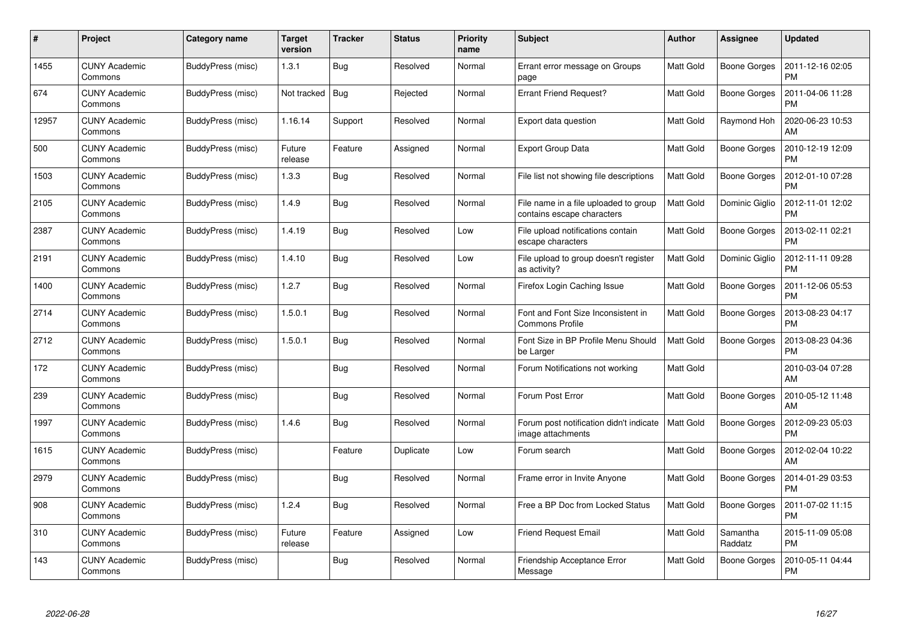| # | Project | Category name | Target version | Tracker | Status | Priority name | Subject | Author | Assignee | Updated |
|---|---|---|---|---|---|---|---|---|---|---|
| 1455 | CUNY Academic Commons | BuddyPress (misc) | 1.3.1 | Bug | Resolved | Normal | Errant error message on Groups page | Matt Gold | Boone Gorges | 2011-12-16 02:05 PM |
| 674 | CUNY Academic Commons | BuddyPress (misc) | Not tracked | Bug | Rejected | Normal | Errant Friend Request? | Matt Gold | Boone Gorges | 2011-04-06 11:28 PM |
| 12957 | CUNY Academic Commons | BuddyPress (misc) | 1.16.14 | Support | Resolved | Normal | Export data question | Matt Gold | Raymond Hoh | 2020-06-23 10:53 AM |
| 500 | CUNY Academic Commons | BuddyPress (misc) | Future release | Feature | Assigned | Normal | Export Group Data | Matt Gold | Boone Gorges | 2010-12-19 12:09 PM |
| 1503 | CUNY Academic Commons | BuddyPress (misc) | 1.3.3 | Bug | Resolved | Normal | File list not showing file descriptions | Matt Gold | Boone Gorges | 2012-01-10 07:28 PM |
| 2105 | CUNY Academic Commons | BuddyPress (misc) | 1.4.9 | Bug | Resolved | Normal | File name in a file uploaded to group contains escape characters | Matt Gold | Dominic Giglio | 2012-11-01 12:02 PM |
| 2387 | CUNY Academic Commons | BuddyPress (misc) | 1.4.19 | Bug | Resolved | Low | File upload notifications contain escape characters | Matt Gold | Boone Gorges | 2013-02-11 02:21 PM |
| 2191 | CUNY Academic Commons | BuddyPress (misc) | 1.4.10 | Bug | Resolved | Low | File upload to group doesn't register as activity? | Matt Gold | Dominic Giglio | 2012-11-11 09:28 PM |
| 1400 | CUNY Academic Commons | BuddyPress (misc) | 1.2.7 | Bug | Resolved | Normal | Firefox Login Caching Issue | Matt Gold | Boone Gorges | 2011-12-06 05:53 PM |
| 2714 | CUNY Academic Commons | BuddyPress (misc) | 1.5.0.1 | Bug | Resolved | Normal | Font and Font Size Inconsistent in Commons Profile | Matt Gold | Boone Gorges | 2013-08-23 04:17 PM |
| 2712 | CUNY Academic Commons | BuddyPress (misc) | 1.5.0.1 | Bug | Resolved | Normal | Font Size in BP Profile Menu Should be Larger | Matt Gold | Boone Gorges | 2013-08-23 04:36 PM |
| 172 | CUNY Academic Commons | BuddyPress (misc) | | Bug | Resolved | Normal | Forum Notifications not working | Matt Gold | | 2010-03-04 07:28 AM |
| 239 | CUNY Academic Commons | BuddyPress (misc) | | Bug | Resolved | Normal | Forum Post Error | Matt Gold | Boone Gorges | 2010-05-12 11:48 AM |
| 1997 | CUNY Academic Commons | BuddyPress (misc) | 1.4.6 | Bug | Resolved | Normal | Forum post notification didn't indicate image attachments | Matt Gold | Boone Gorges | 2012-09-23 05:03 PM |
| 1615 | CUNY Academic Commons | BuddyPress (misc) | | Feature | Duplicate | Low | Forum search | Matt Gold | Boone Gorges | 2012-02-04 10:22 AM |
| 2979 | CUNY Academic Commons | BuddyPress (misc) | | Bug | Resolved | Normal | Frame error in Invite Anyone | Matt Gold | Boone Gorges | 2014-01-29 03:53 PM |
| 908 | CUNY Academic Commons | BuddyPress (misc) | 1.2.4 | Bug | Resolved | Normal | Free a BP Doc from Locked Status | Matt Gold | Boone Gorges | 2011-07-02 11:15 PM |
| 310 | CUNY Academic Commons | BuddyPress (misc) | Future release | Feature | Assigned | Low | Friend Request Email | Matt Gold | Samantha Raddatz | 2015-11-09 05:08 PM |
| 143 | CUNY Academic Commons | BuddyPress (misc) | | Bug | Resolved | Normal | Friendship Acceptance Error Message | Matt Gold | Boone Gorges | 2010-05-11 04:44 PM |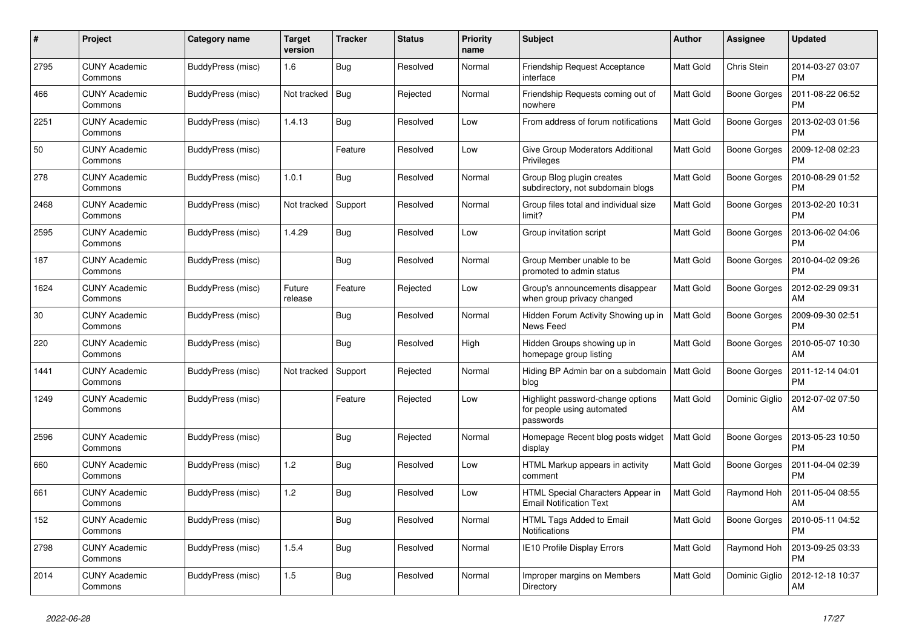| # | Project | Category name | Target version | Tracker | Status | Priority name | Subject | Author | Assignee | Updated |
|---|---|---|---|---|---|---|---|---|---|---|
| 2795 | CUNY Academic Commons | BuddyPress (misc) | 1.6 | Bug | Resolved | Normal | Friendship Request Acceptance interface | Matt Gold | Chris Stein | 2014-03-27 03:07 PM |
| 466 | CUNY Academic Commons | BuddyPress (misc) | Not tracked | Bug | Rejected | Normal | Friendship Requests coming out of nowhere | Matt Gold | Boone Gorges | 2011-08-22 06:52 PM |
| 2251 | CUNY Academic Commons | BuddyPress (misc) | 1.4.13 | Bug | Resolved | Low | From address of forum notifications | Matt Gold | Boone Gorges | 2013-02-03 01:56 PM |
| 50 | CUNY Academic Commons | BuddyPress (misc) | | Feature | Resolved | Low | Give Group Moderators Additional Privileges | Matt Gold | Boone Gorges | 2009-12-08 02:23 PM |
| 278 | CUNY Academic Commons | BuddyPress (misc) | 1.0.1 | Bug | Resolved | Normal | Group Blog plugin creates subdirectory, not subdomain blogs | Matt Gold | Boone Gorges | 2010-08-29 01:52 PM |
| 2468 | CUNY Academic Commons | BuddyPress (misc) | Not tracked | Support | Resolved | Normal | Group files total and individual size limit? | Matt Gold | Boone Gorges | 2013-02-20 10:31 PM |
| 2595 | CUNY Academic Commons | BuddyPress (misc) | 1.4.29 | Bug | Resolved | Low | Group invitation script | Matt Gold | Boone Gorges | 2013-06-02 04:06 PM |
| 187 | CUNY Academic Commons | BuddyPress (misc) | | Bug | Resolved | Normal | Group Member unable to be promoted to admin status | Matt Gold | Boone Gorges | 2010-04-02 09:26 PM |
| 1624 | CUNY Academic Commons | BuddyPress (misc) | Future release | Feature | Rejected | Low | Group's announcements disappear when group privacy changed | Matt Gold | Boone Gorges | 2012-02-29 09:31 AM |
| 30 | CUNY Academic Commons | BuddyPress (misc) | | Bug | Resolved | Normal | Hidden Forum Activity Showing up in News Feed | Matt Gold | Boone Gorges | 2009-09-30 02:51 PM |
| 220 | CUNY Academic Commons | BuddyPress (misc) | | Bug | Resolved | High | Hidden Groups showing up in homepage group listing | Matt Gold | Boone Gorges | 2010-05-07 10:30 AM |
| 1441 | CUNY Academic Commons | BuddyPress (misc) | Not tracked | Support | Rejected | Normal | Hiding BP Admin bar on a subdomain blog | Matt Gold | Boone Gorges | 2011-12-14 04:01 PM |
| 1249 | CUNY Academic Commons | BuddyPress (misc) | | Feature | Rejected | Low | Highlight password-change options for people using automated passwords | Matt Gold | Dominic Giglio | 2012-07-02 07:50 AM |
| 2596 | CUNY Academic Commons | BuddyPress (misc) | | Bug | Rejected | Normal | Homepage Recent blog posts widget display | Matt Gold | Boone Gorges | 2013-05-23 10:50 PM |
| 660 | CUNY Academic Commons | BuddyPress (misc) | 1.2 | Bug | Resolved | Low | HTML Markup appears in activity comment | Matt Gold | Boone Gorges | 2011-04-04 02:39 PM |
| 661 | CUNY Academic Commons | BuddyPress (misc) | 1.2 | Bug | Resolved | Low | HTML Special Characters Appear in Email Notification Text | Matt Gold | Raymond Hoh | 2011-05-04 08:55 AM |
| 152 | CUNY Academic Commons | BuddyPress (misc) | | Bug | Resolved | Normal | HTML Tags Added to Email Notifications | Matt Gold | Boone Gorges | 2010-05-11 04:52 PM |
| 2798 | CUNY Academic Commons | BuddyPress (misc) | 1.5.4 | Bug | Resolved | Normal | IE10 Profile Display Errors | Matt Gold | Raymond Hoh | 2013-09-25 03:33 PM |
| 2014 | CUNY Academic Commons | BuddyPress (misc) | 1.5 | Bug | Resolved | Normal | Improper margins on Members Directory | Matt Gold | Dominic Giglio | 2012-12-18 10:37 AM |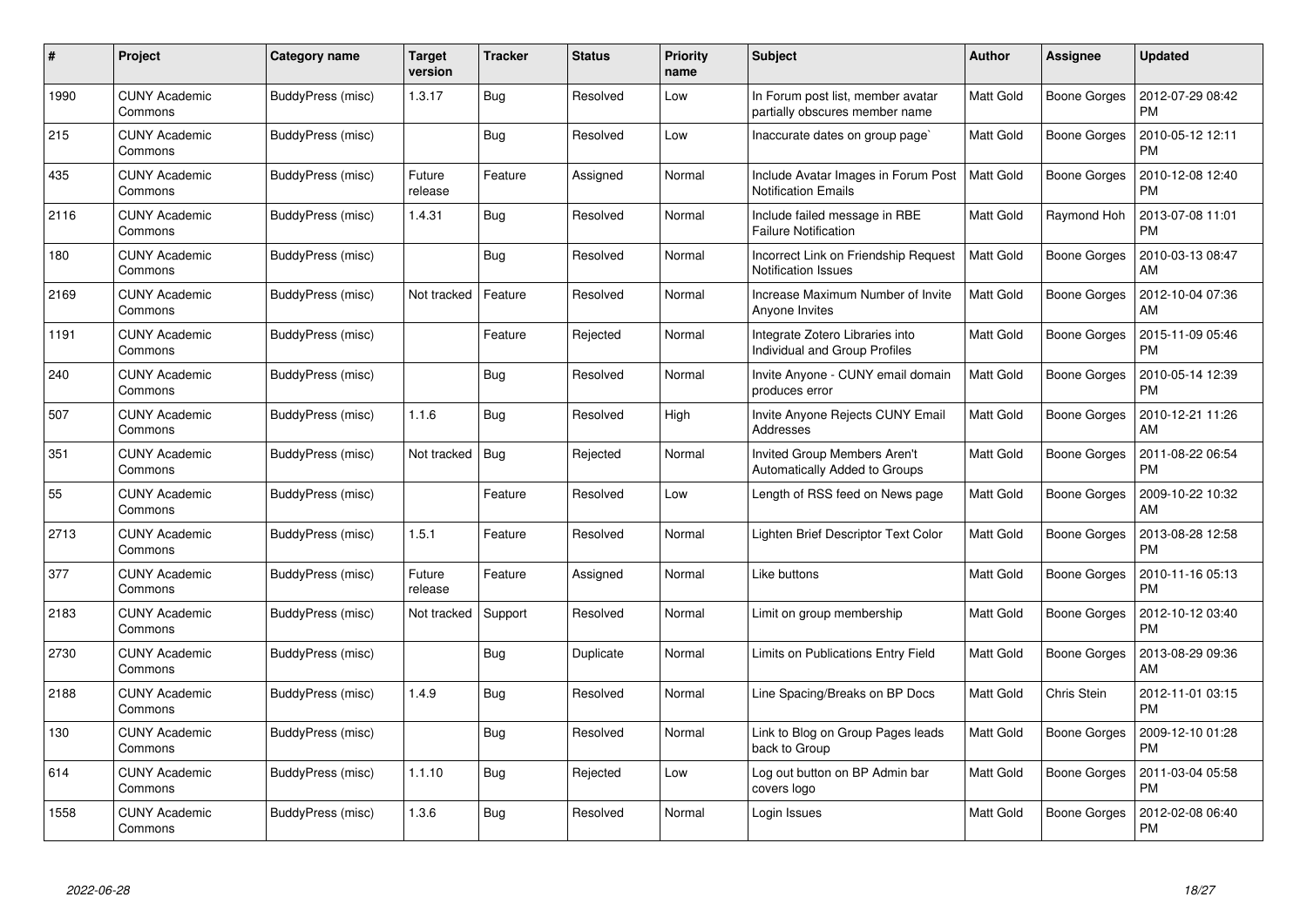| # | Project | Category name | Target version | Tracker | Status | Priority name | Subject | Author | Assignee | Updated |
|---|---|---|---|---|---|---|---|---|---|---|
| 1990 | CUNY Academic Commons | BuddyPress (misc) | 1.3.17 | Bug | Resolved | Low | In Forum post list, member avatar partially obscures member name | Matt Gold | Boone Gorges | 2012-07-29 08:42 PM |
| 215 | CUNY Academic Commons | BuddyPress (misc) | | Bug | Resolved | Low | Inaccurate dates on group page` | Matt Gold | Boone Gorges | 2010-05-12 12:11 PM |
| 435 | CUNY Academic Commons | BuddyPress (misc) | Future release | Feature | Assigned | Normal | Include Avatar Images in Forum Post Notification Emails | Matt Gold | Boone Gorges | 2010-12-08 12:40 PM |
| 2116 | CUNY Academic Commons | BuddyPress (misc) | 1.4.31 | Bug | Resolved | Normal | Include failed message in RBE Failure Notification | Matt Gold | Raymond Hoh | 2013-07-08 11:01 PM |
| 180 | CUNY Academic Commons | BuddyPress (misc) | | Bug | Resolved | Normal | Incorrect Link on Friendship Request Notification Issues | Matt Gold | Boone Gorges | 2010-03-13 08:47 AM |
| 2169 | CUNY Academic Commons | BuddyPress (misc) | Not tracked | Feature | Resolved | Normal | Increase Maximum Number of Invite Anyone Invites | Matt Gold | Boone Gorges | 2012-10-04 07:36 AM |
| 1191 | CUNY Academic Commons | BuddyPress (misc) | | Feature | Rejected | Normal | Integrate Zotero Libraries into Individual and Group Profiles | Matt Gold | Boone Gorges | 2015-11-09 05:46 PM |
| 240 | CUNY Academic Commons | BuddyPress (misc) | | Bug | Resolved | Normal | Invite Anyone - CUNY email domain produces error | Matt Gold | Boone Gorges | 2010-05-14 12:39 PM |
| 507 | CUNY Academic Commons | BuddyPress (misc) | 1.1.6 | Bug | Resolved | High | Invite Anyone Rejects CUNY Email Addresses | Matt Gold | Boone Gorges | 2010-12-21 11:26 AM |
| 351 | CUNY Academic Commons | BuddyPress (misc) | Not tracked | Bug | Rejected | Normal | Invited Group Members Aren't Automatically Added to Groups | Matt Gold | Boone Gorges | 2011-08-22 06:54 PM |
| 55 | CUNY Academic Commons | BuddyPress (misc) | | Feature | Resolved | Low | Length of RSS feed on News page | Matt Gold | Boone Gorges | 2009-10-22 10:32 AM |
| 2713 | CUNY Academic Commons | BuddyPress (misc) | 1.5.1 | Feature | Resolved | Normal | Lighten Brief Descriptor Text Color | Matt Gold | Boone Gorges | 2013-08-28 12:58 PM |
| 377 | CUNY Academic Commons | BuddyPress (misc) | Future release | Feature | Assigned | Normal | Like buttons | Matt Gold | Boone Gorges | 2010-11-16 05:13 PM |
| 2183 | CUNY Academic Commons | BuddyPress (misc) | Not tracked | Support | Resolved | Normal | Limit on group membership | Matt Gold | Boone Gorges | 2012-10-12 03:40 PM |
| 2730 | CUNY Academic Commons | BuddyPress (misc) | | Bug | Duplicate | Normal | Limits on Publications Entry Field | Matt Gold | Boone Gorges | 2013-08-29 09:36 AM |
| 2188 | CUNY Academic Commons | BuddyPress (misc) | 1.4.9 | Bug | Resolved | Normal | Line Spacing/Breaks on BP Docs | Matt Gold | Chris Stein | 2012-11-01 03:15 PM |
| 130 | CUNY Academic Commons | BuddyPress (misc) | | Bug | Resolved | Normal | Link to Blog on Group Pages leads back to Group | Matt Gold | Boone Gorges | 2009-12-10 01:28 PM |
| 614 | CUNY Academic Commons | BuddyPress (misc) | 1.1.10 | Bug | Rejected | Low | Log out button on BP Admin bar covers logo | Matt Gold | Boone Gorges | 2011-03-04 05:58 PM |
| 1558 | CUNY Academic Commons | BuddyPress (misc) | 1.3.6 | Bug | Resolved | Normal | Login Issues | Matt Gold | Boone Gorges | 2012-02-08 06:40 PM |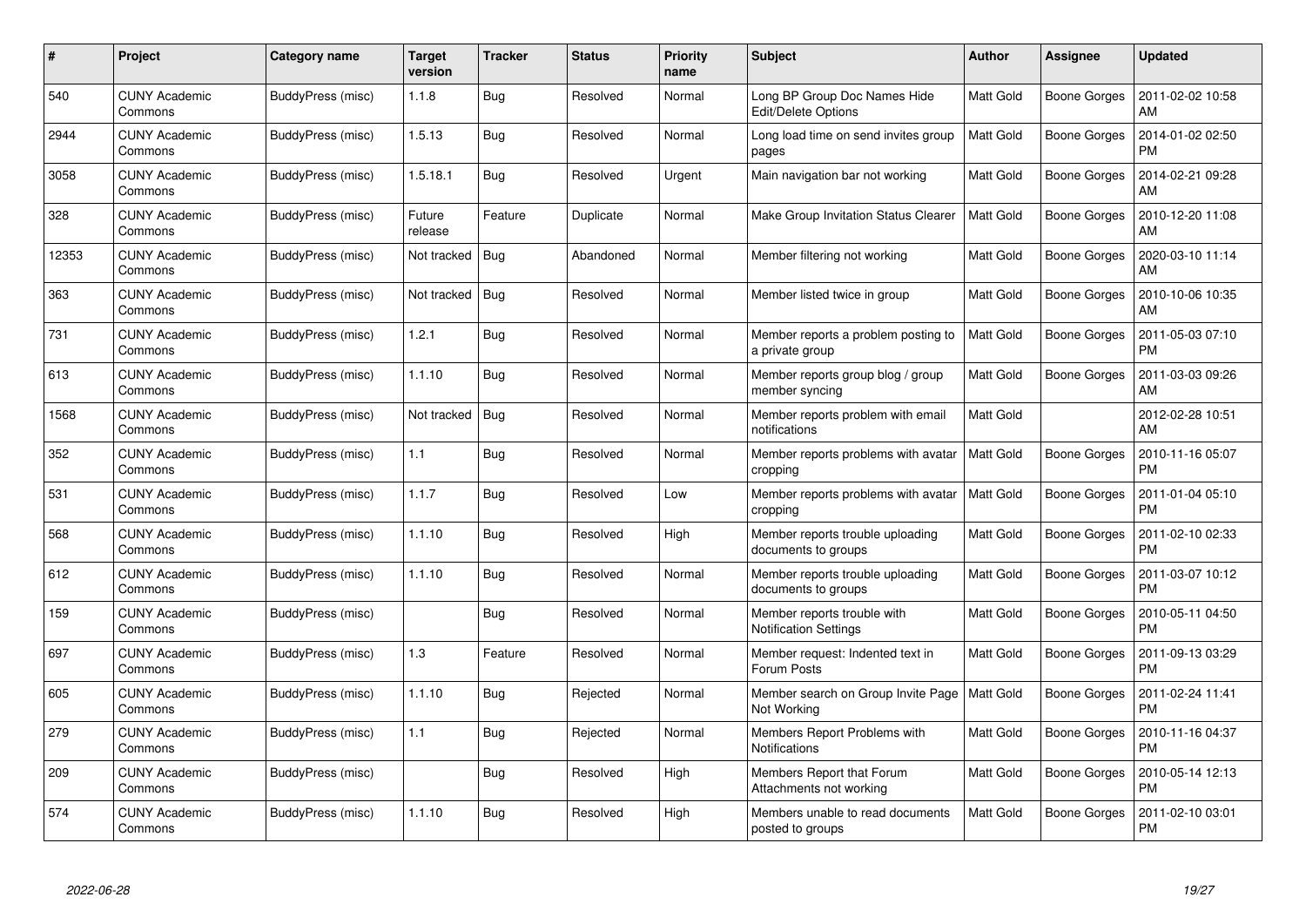| # | Project | Category name | Target version | Tracker | Status | Priority name | Subject | Author | Assignee | Updated |
|---|---|---|---|---|---|---|---|---|---|---|
| 540 | CUNY Academic Commons | BuddyPress (misc) | 1.1.8 | Bug | Resolved | Normal | Long BP Group Doc Names Hide Edit/Delete Options | Matt Gold | Boone Gorges | 2011-02-02 10:58 AM |
| 2944 | CUNY Academic Commons | BuddyPress (misc) | 1.5.13 | Bug | Resolved | Normal | Long load time on send invites group pages | Matt Gold | Boone Gorges | 2014-01-02 02:50 PM |
| 3058 | CUNY Academic Commons | BuddyPress (misc) | 1.5.18.1 | Bug | Resolved | Urgent | Main navigation bar not working | Matt Gold | Boone Gorges | 2014-02-21 09:28 AM |
| 328 | CUNY Academic Commons | BuddyPress (misc) | Future release | Feature | Duplicate | Normal | Make Group Invitation Status Clearer | Matt Gold | Boone Gorges | 2010-12-20 11:08 AM |
| 12353 | CUNY Academic Commons | BuddyPress (misc) | Not tracked | Bug | Abandoned | Normal | Member filtering not working | Matt Gold | Boone Gorges | 2020-03-10 11:14 AM |
| 363 | CUNY Academic Commons | BuddyPress (misc) | Not tracked | Bug | Resolved | Normal | Member listed twice in group | Matt Gold | Boone Gorges | 2010-10-06 10:35 AM |
| 731 | CUNY Academic Commons | BuddyPress (misc) | 1.2.1 | Bug | Resolved | Normal | Member reports a problem posting to a private group | Matt Gold | Boone Gorges | 2011-05-03 07:10 PM |
| 613 | CUNY Academic Commons | BuddyPress (misc) | 1.1.10 | Bug | Resolved | Normal | Member reports group blog / group member syncing | Matt Gold | Boone Gorges | 2011-03-03 09:26 AM |
| 1568 | CUNY Academic Commons | BuddyPress (misc) | Not tracked | Bug | Resolved | Normal | Member reports problem with email notifications | Matt Gold | | 2012-02-28 10:51 AM |
| 352 | CUNY Academic Commons | BuddyPress (misc) | 1.1 | Bug | Resolved | Normal | Member reports problems with avatar cropping | Matt Gold | Boone Gorges | 2010-11-16 05:07 PM |
| 531 | CUNY Academic Commons | BuddyPress (misc) | 1.1.7 | Bug | Resolved | Low | Member reports problems with avatar cropping | Matt Gold | Boone Gorges | 2011-01-04 05:10 PM |
| 568 | CUNY Academic Commons | BuddyPress (misc) | 1.1.10 | Bug | Resolved | High | Member reports trouble uploading documents to groups | Matt Gold | Boone Gorges | 2011-02-10 02:33 PM |
| 612 | CUNY Academic Commons | BuddyPress (misc) | 1.1.10 | Bug | Resolved | Normal | Member reports trouble uploading documents to groups | Matt Gold | Boone Gorges | 2011-03-07 10:12 PM |
| 159 | CUNY Academic Commons | BuddyPress (misc) | | Bug | Resolved | Normal | Member reports trouble with Notification Settings | Matt Gold | Boone Gorges | 2010-05-11 04:50 PM |
| 697 | CUNY Academic Commons | BuddyPress (misc) | 1.3 | Feature | Resolved | Normal | Member request: Indented text in Forum Posts | Matt Gold | Boone Gorges | 2011-09-13 03:29 PM |
| 605 | CUNY Academic Commons | BuddyPress (misc) | 1.1.10 | Bug | Rejected | Normal | Member search on Group Invite Page Not Working | Matt Gold | Boone Gorges | 2011-02-24 11:41 PM |
| 279 | CUNY Academic Commons | BuddyPress (misc) | 1.1 | Bug | Rejected | Normal | Members Report Problems with Notifications | Matt Gold | Boone Gorges | 2010-11-16 04:37 PM |
| 209 | CUNY Academic Commons | BuddyPress (misc) | | Bug | Resolved | High | Members Report that Forum Attachments not working | Matt Gold | Boone Gorges | 2010-05-14 12:13 PM |
| 574 | CUNY Academic Commons | BuddyPress (misc) | 1.1.10 | Bug | Resolved | High | Members unable to read documents posted to groups | Matt Gold | Boone Gorges | 2011-02-10 03:01 PM |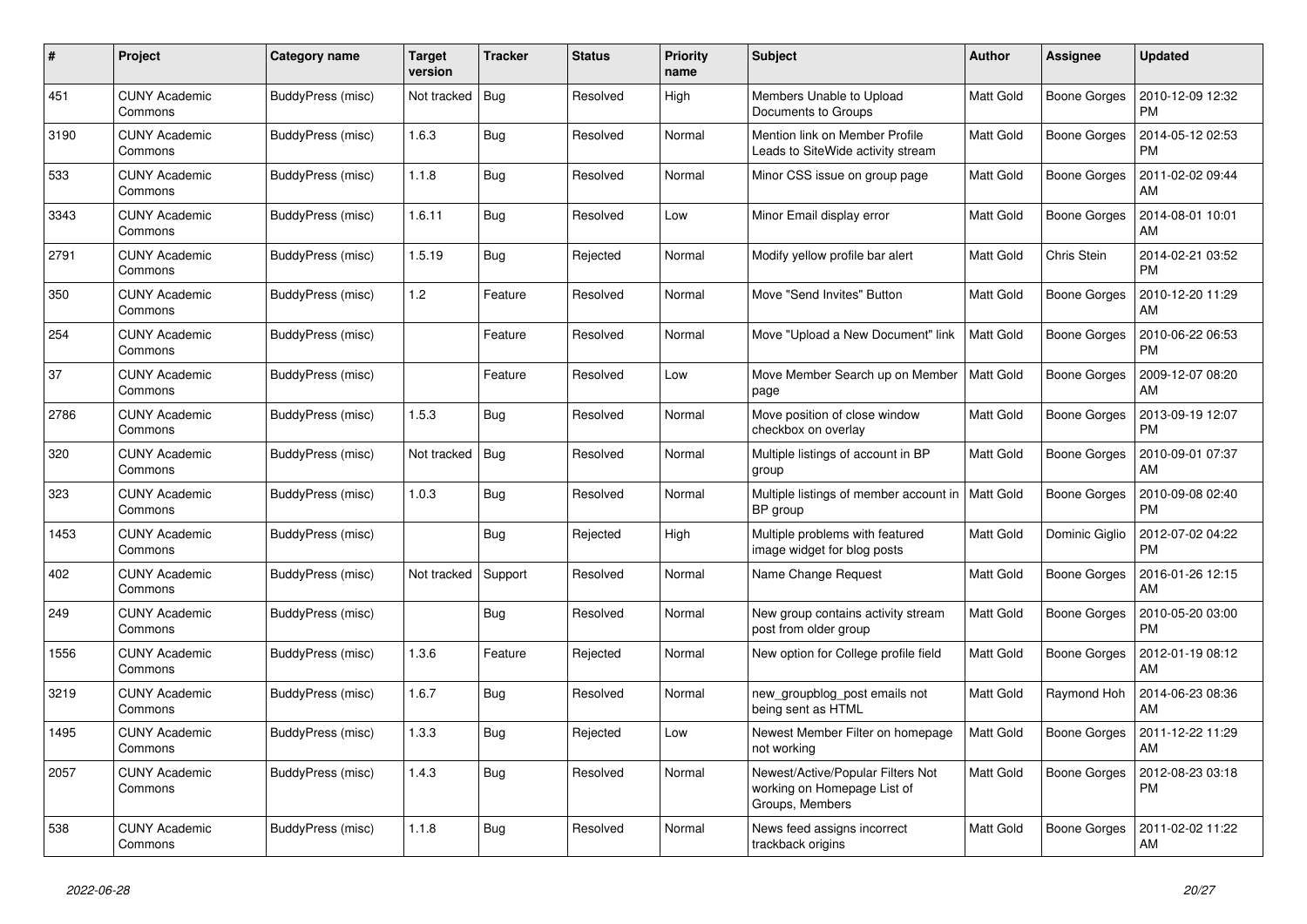| # | Project | Category name | Target version | Tracker | Status | Priority name | Subject | Author | Assignee | Updated |
|---|---|---|---|---|---|---|---|---|---|---|
| 451 | CUNY Academic Commons | BuddyPress (misc) | Not tracked | Bug | Resolved | High | Members Unable to Upload Documents to Groups | Matt Gold | Boone Gorges | 2010-12-09 12:32 PM |
| 3190 | CUNY Academic Commons | BuddyPress (misc) | 1.6.3 | Bug | Resolved | Normal | Mention link on Member Profile Leads to SiteWide activity stream | Matt Gold | Boone Gorges | 2014-05-12 02:53 PM |
| 533 | CUNY Academic Commons | BuddyPress (misc) | 1.1.8 | Bug | Resolved | Normal | Minor CSS issue on group page | Matt Gold | Boone Gorges | 2011-02-02 09:44 AM |
| 3343 | CUNY Academic Commons | BuddyPress (misc) | 1.6.11 | Bug | Resolved | Low | Minor Email display error | Matt Gold | Boone Gorges | 2014-08-01 10:01 AM |
| 2791 | CUNY Academic Commons | BuddyPress (misc) | 1.5.19 | Bug | Rejected | Normal | Modify yellow profile bar alert | Matt Gold | Chris Stein | 2014-02-21 03:52 PM |
| 350 | CUNY Academic Commons | BuddyPress (misc) | 1.2 | Feature | Resolved | Normal | Move "Send Invites" Button | Matt Gold | Boone Gorges | 2010-12-20 11:29 AM |
| 254 | CUNY Academic Commons | BuddyPress (misc) | | Feature | Resolved | Normal | Move "Upload a New Document" link | Matt Gold | Boone Gorges | 2010-06-22 06:53 PM |
| 37 | CUNY Academic Commons | BuddyPress (misc) | | Feature | Resolved | Low | Move Member Search up on Member page | Matt Gold | Boone Gorges | 2009-12-07 08:20 AM |
| 2786 | CUNY Academic Commons | BuddyPress (misc) | 1.5.3 | Bug | Resolved | Normal | Move position of close window checkbox on overlay | Matt Gold | Boone Gorges | 2013-09-19 12:07 PM |
| 320 | CUNY Academic Commons | BuddyPress (misc) | Not tracked | Bug | Resolved | Normal | Multiple listings of account in BP group | Matt Gold | Boone Gorges | 2010-09-01 07:37 AM |
| 323 | CUNY Academic Commons | BuddyPress (misc) | 1.0.3 | Bug | Resolved | Normal | Multiple listings of member account in BP group | Matt Gold | Boone Gorges | 2010-09-08 02:40 PM |
| 1453 | CUNY Academic Commons | BuddyPress (misc) | | Bug | Rejected | High | Multiple problems with featured image widget for blog posts | Matt Gold | Dominic Giglio | 2012-07-02 04:22 PM |
| 402 | CUNY Academic Commons | BuddyPress (misc) | Not tracked | Support | Resolved | Normal | Name Change Request | Matt Gold | Boone Gorges | 2016-01-26 12:15 AM |
| 249 | CUNY Academic Commons | BuddyPress (misc) | | Bug | Resolved | Normal | New group contains activity stream post from older group | Matt Gold | Boone Gorges | 2010-05-20 03:00 PM |
| 1556 | CUNY Academic Commons | BuddyPress (misc) | 1.3.6 | Feature | Rejected | Normal | New option for College profile field | Matt Gold | Boone Gorges | 2012-01-19 08:12 AM |
| 3219 | CUNY Academic Commons | BuddyPress (misc) | 1.6.7 | Bug | Resolved | Normal | new_groupblog_post emails not being sent as HTML | Matt Gold | Raymond Hoh | 2014-06-23 08:36 AM |
| 1495 | CUNY Academic Commons | BuddyPress (misc) | 1.3.3 | Bug | Rejected | Low | Newest Member Filter on homepage not working | Matt Gold | Boone Gorges | 2011-12-22 11:29 AM |
| 2057 | CUNY Academic Commons | BuddyPress (misc) | 1.4.3 | Bug | Resolved | Normal | Newest/Active/Popular Filters Not working on Homepage List of Groups, Members | Matt Gold | Boone Gorges | 2012-08-23 03:18 PM |
| 538 | CUNY Academic Commons | BuddyPress (misc) | 1.1.8 | Bug | Resolved | Normal | News feed assigns incorrect trackback origins | Matt Gold | Boone Gorges | 2011-02-02 11:22 AM |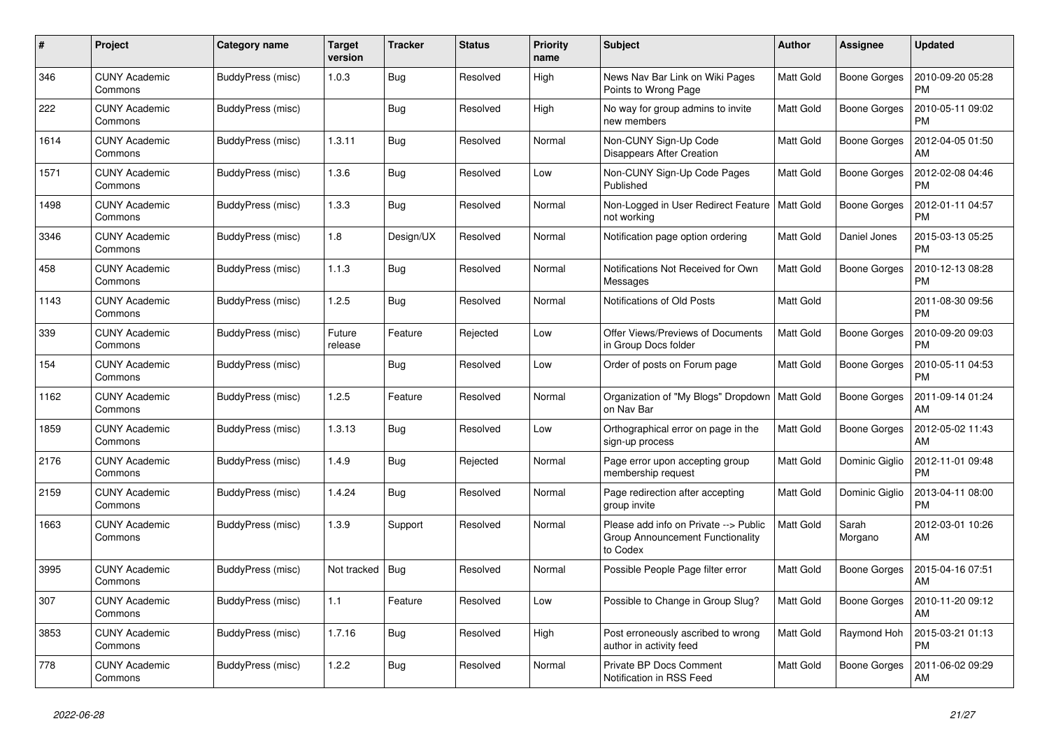| # | Project | Category name | Target version | Tracker | Status | Priority name | Subject | Author | Assignee | Updated |
|---|---|---|---|---|---|---|---|---|---|---|
| 346 | CUNY Academic Commons | BuddyPress (misc) | 1.0.3 | Bug | Resolved | High | News Nav Bar Link on Wiki Pages Points to Wrong Page | Matt Gold | Boone Gorges | 2010-09-20 05:28 PM |
| 222 | CUNY Academic Commons | BuddyPress (misc) | | Bug | Resolved | High | No way for group admins to invite new members | Matt Gold | Boone Gorges | 2010-05-11 09:02 PM |
| 1614 | CUNY Academic Commons | BuddyPress (misc) | 1.3.11 | Bug | Resolved | Normal | Non-CUNY Sign-Up Code Disappears After Creation | Matt Gold | Boone Gorges | 2012-04-05 01:50 AM |
| 1571 | CUNY Academic Commons | BuddyPress (misc) | 1.3.6 | Bug | Resolved | Low | Non-CUNY Sign-Up Code Pages Published | Matt Gold | Boone Gorges | 2012-02-08 04:46 PM |
| 1498 | CUNY Academic Commons | BuddyPress (misc) | 1.3.3 | Bug | Resolved | Normal | Non-Logged in User Redirect Feature not working | Matt Gold | Boone Gorges | 2012-01-11 04:57 PM |
| 3346 | CUNY Academic Commons | BuddyPress (misc) | 1.8 | Design/UX | Resolved | Normal | Notification page option ordering | Matt Gold | Daniel Jones | 2015-03-13 05:25 PM |
| 458 | CUNY Academic Commons | BuddyPress (misc) | 1.1.3 | Bug | Resolved | Normal | Notifications Not Received for Own Messages | Matt Gold | Boone Gorges | 2010-12-13 08:28 PM |
| 1143 | CUNY Academic Commons | BuddyPress (misc) | 1.2.5 | Bug | Resolved | Normal | Notifications of Old Posts | Matt Gold | | 2011-08-30 09:56 PM |
| 339 | CUNY Academic Commons | BuddyPress (misc) | Future release | Feature | Rejected | Low | Offer Views/Previews of Documents in Group Docs folder | Matt Gold | Boone Gorges | 2010-09-20 09:03 PM |
| 154 | CUNY Academic Commons | BuddyPress (misc) | | Bug | Resolved | Low | Order of posts on Forum page | Matt Gold | Boone Gorges | 2010-05-11 04:53 PM |
| 1162 | CUNY Academic Commons | BuddyPress (misc) | 1.2.5 | Feature | Resolved | Normal | Organization of "My Blogs" Dropdown on Nav Bar | Matt Gold | Boone Gorges | 2011-09-14 01:24 AM |
| 1859 | CUNY Academic Commons | BuddyPress (misc) | 1.3.13 | Bug | Resolved | Low | Orthographical error on page in the sign-up process | Matt Gold | Boone Gorges | 2012-05-02 11:43 AM |
| 2176 | CUNY Academic Commons | BuddyPress (misc) | 1.4.9 | Bug | Rejected | Normal | Page error upon accepting group membership request | Matt Gold | Dominic Giglio | 2012-11-01 09:48 PM |
| 2159 | CUNY Academic Commons | BuddyPress (misc) | 1.4.24 | Bug | Resolved | Normal | Page redirection after accepting group invite | Matt Gold | Dominic Giglio | 2013-04-11 08:00 PM |
| 1663 | CUNY Academic Commons | BuddyPress (misc) | 1.3.9 | Support | Resolved | Normal | Please add info on Private --> Public Group Announcement Functionality to Codex | Matt Gold | Sarah Morgano | 2012-03-01 10:26 AM |
| 3995 | CUNY Academic Commons | BuddyPress (misc) | Not tracked | Bug | Resolved | Normal | Possible People Page filter error | Matt Gold | Boone Gorges | 2015-04-16 07:51 AM |
| 307 | CUNY Academic Commons | BuddyPress (misc) | 1.1 | Feature | Resolved | Low | Possible to Change in Group Slug? | Matt Gold | Boone Gorges | 2010-11-20 09:12 AM |
| 3853 | CUNY Academic Commons | BuddyPress (misc) | 1.7.16 | Bug | Resolved | High | Post erroneously ascribed to wrong author in activity feed | Matt Gold | Raymond Hoh | 2015-03-21 01:13 PM |
| 778 | CUNY Academic Commons | BuddyPress (misc) | 1.2.2 | Bug | Resolved | Normal | Private BP Docs Comment Notification in RSS Feed | Matt Gold | Boone Gorges | 2011-06-02 09:29 AM |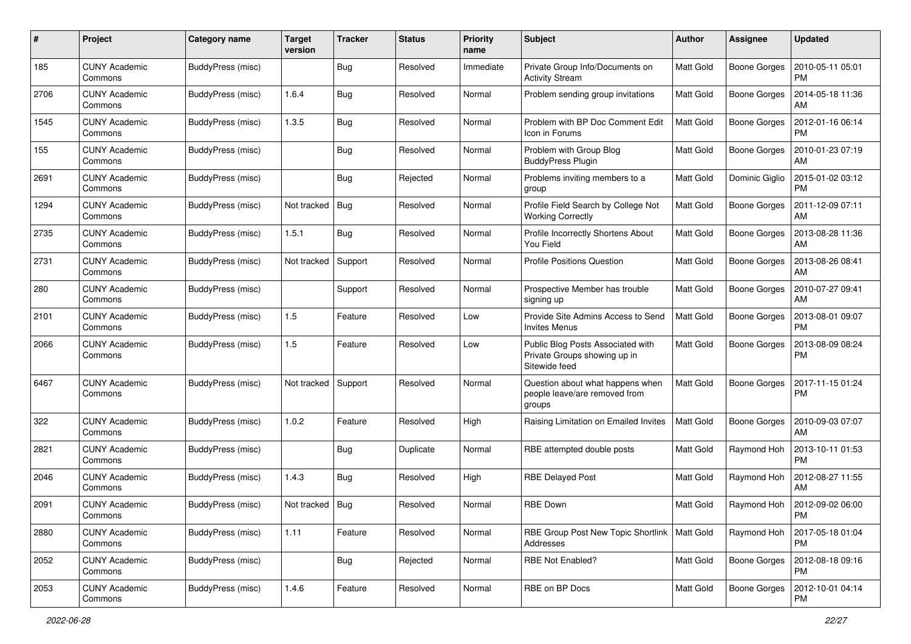| # | Project | Category name | Target version | Tracker | Status | Priority name | Subject | Author | Assignee | Updated |
|---|---|---|---|---|---|---|---|---|---|---|
| 185 | CUNY Academic Commons | BuddyPress (misc) | | Bug | Resolved | Immediate | Private Group Info/Documents on Activity Stream | Matt Gold | Boone Gorges | 2010-05-11 05:01 PM |
| 2706 | CUNY Academic Commons | BuddyPress (misc) | 1.6.4 | Bug | Resolved | Normal | Problem sending group invitations | Matt Gold | Boone Gorges | 2014-05-18 11:36 AM |
| 1545 | CUNY Academic Commons | BuddyPress (misc) | 1.3.5 | Bug | Resolved | Normal | Problem with BP Doc Comment Edit Icon in Forums | Matt Gold | Boone Gorges | 2012-01-16 06:14 PM |
| 155 | CUNY Academic Commons | BuddyPress (misc) | | Bug | Resolved | Normal | Problem with Group Blog BuddyPress Plugin | Matt Gold | Boone Gorges | 2010-01-23 07:19 AM |
| 2691 | CUNY Academic Commons | BuddyPress (misc) | | Bug | Rejected | Normal | Problems inviting members to a group | Matt Gold | Dominic Giglio | 2015-01-02 03:12 PM |
| 1294 | CUNY Academic Commons | BuddyPress (misc) | Not tracked | Bug | Resolved | Normal | Profile Field Search by College Not Working Correctly | Matt Gold | Boone Gorges | 2011-12-09 07:11 AM |
| 2735 | CUNY Academic Commons | BuddyPress (misc) | 1.5.1 | Bug | Resolved | Normal | Profile Incorrectly Shortens About You Field | Matt Gold | Boone Gorges | 2013-08-28 11:36 AM |
| 2731 | CUNY Academic Commons | BuddyPress (misc) | Not tracked | Support | Resolved | Normal | Profile Positions Question | Matt Gold | Boone Gorges | 2013-08-26 08:41 AM |
| 280 | CUNY Academic Commons | BuddyPress (misc) | | Support | Resolved | Normal | Prospective Member has trouble signing up | Matt Gold | Boone Gorges | 2010-07-27 09:41 AM |
| 2101 | CUNY Academic Commons | BuddyPress (misc) | 1.5 | Feature | Resolved | Low | Provide Site Admins Access to Send Invites Menus | Matt Gold | Boone Gorges | 2013-08-01 09:07 PM |
| 2066 | CUNY Academic Commons | BuddyPress (misc) | 1.5 | Feature | Resolved | Low | Public Blog Posts Associated with Private Groups showing up in Sitewide feed | Matt Gold | Boone Gorges | 2013-08-09 08:24 PM |
| 6467 | CUNY Academic Commons | BuddyPress (misc) | Not tracked | Support | Resolved | Normal | Question about what happens when people leave/are removed from groups | Matt Gold | Boone Gorges | 2017-11-15 01:24 PM |
| 322 | CUNY Academic Commons | BuddyPress (misc) | 1.0.2 | Feature | Resolved | High | Raising Limitation on Emailed Invites | Matt Gold | Boone Gorges | 2010-09-03 07:07 AM |
| 2821 | CUNY Academic Commons | BuddyPress (misc) | | Bug | Duplicate | Normal | RBE attempted double posts | Matt Gold | Raymond Hoh | 2013-10-11 01:53 PM |
| 2046 | CUNY Academic Commons | BuddyPress (misc) | 1.4.3 | Bug | Resolved | High | RBE Delayed Post | Matt Gold | Raymond Hoh | 2012-08-27 11:55 AM |
| 2091 | CUNY Academic Commons | BuddyPress (misc) | Not tracked | Bug | Resolved | Normal | RBE Down | Matt Gold | Raymond Hoh | 2012-09-02 06:00 PM |
| 2880 | CUNY Academic Commons | BuddyPress (misc) | 1.11 | Feature | Resolved | Normal | RBE Group Post New Topic Shortlink Addresses | Matt Gold | Raymond Hoh | 2017-05-18 01:04 PM |
| 2052 | CUNY Academic Commons | BuddyPress (misc) | | Bug | Rejected | Normal | RBE Not Enabled? | Matt Gold | Boone Gorges | 2012-08-18 09:16 PM |
| 2053 | CUNY Academic Commons | BuddyPress (misc) | 1.4.6 | Feature | Resolved | Normal | RBE on BP Docs | Matt Gold | Boone Gorges | 2012-10-01 04:14 PM |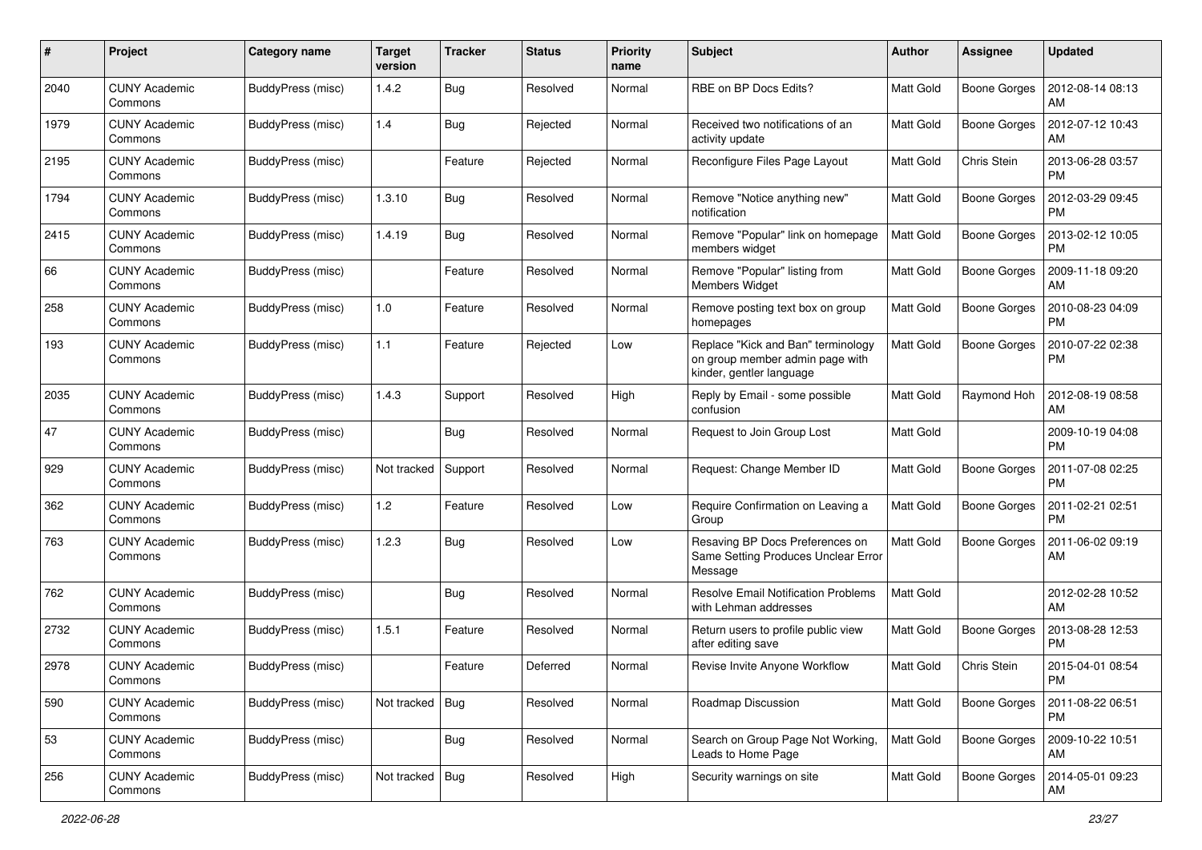| # | Project | Category name | Target version | Tracker | Status | Priority name | Subject | Author | Assignee | Updated |
|---|---|---|---|---|---|---|---|---|---|---|
| 2040 | CUNY Academic Commons | BuddyPress (misc) | 1.4.2 | Bug | Resolved | Normal | RBE on BP Docs Edits? | Matt Gold | Boone Gorges | 2012-08-14 08:13 AM |
| 1979 | CUNY Academic Commons | BuddyPress (misc) | 1.4 | Bug | Rejected | Normal | Received two notifications of an activity update | Matt Gold | Boone Gorges | 2012-07-12 10:43 AM |
| 2195 | CUNY Academic Commons | BuddyPress (misc) | | Feature | Rejected | Normal | Reconfigure Files Page Layout | Matt Gold | Chris Stein | 2013-06-28 03:57 PM |
| 1794 | CUNY Academic Commons | BuddyPress (misc) | 1.3.10 | Bug | Resolved | Normal | Remove "Notice anything new" notification | Matt Gold | Boone Gorges | 2012-03-29 09:45 PM |
| 2415 | CUNY Academic Commons | BuddyPress (misc) | 1.4.19 | Bug | Resolved | Normal | Remove "Popular" link on homepage members widget | Matt Gold | Boone Gorges | 2013-02-12 10:05 PM |
| 66 | CUNY Academic Commons | BuddyPress (misc) | | Feature | Resolved | Normal | Remove "Popular" listing from Members Widget | Matt Gold | Boone Gorges | 2009-11-18 09:20 AM |
| 258 | CUNY Academic Commons | BuddyPress (misc) | 1.0 | Feature | Resolved | Normal | Remove posting text box on group homepages | Matt Gold | Boone Gorges | 2010-08-23 04:09 PM |
| 193 | CUNY Academic Commons | BuddyPress (misc) | 1.1 | Feature | Rejected | Low | Replace "Kick and Ban" terminology on group member admin page with kinder, gentler language | Matt Gold | Boone Gorges | 2010-07-22 02:38 PM |
| 2035 | CUNY Academic Commons | BuddyPress (misc) | 1.4.3 | Support | Resolved | High | Reply by Email - some possible confusion | Matt Gold | Raymond Hoh | 2012-08-19 08:58 AM |
| 47 | CUNY Academic Commons | BuddyPress (misc) | | Bug | Resolved | Normal | Request to Join Group Lost | Matt Gold | | 2009-10-19 04:08 PM |
| 929 | CUNY Academic Commons | BuddyPress (misc) | Not tracked | Support | Resolved | Normal | Request: Change Member ID | Matt Gold | Boone Gorges | 2011-07-08 02:25 PM |
| 362 | CUNY Academic Commons | BuddyPress (misc) | 1.2 | Feature | Resolved | Low | Require Confirmation on Leaving a Group | Matt Gold | Boone Gorges | 2011-02-21 02:51 PM |
| 763 | CUNY Academic Commons | BuddyPress (misc) | 1.2.3 | Bug | Resolved | Low | Resaving BP Docs Preferences on Same Setting Produces Unclear Error Message | Matt Gold | Boone Gorges | 2011-06-02 09:19 AM |
| 762 | CUNY Academic Commons | BuddyPress (misc) | | Bug | Resolved | Normal | Resolve Email Notification Problems with Lehman addresses | Matt Gold | | 2012-02-28 10:52 AM |
| 2732 | CUNY Academic Commons | BuddyPress (misc) | 1.5.1 | Feature | Resolved | Normal | Return users to profile public view after editing save | Matt Gold | Boone Gorges | 2013-08-28 12:53 PM |
| 2978 | CUNY Academic Commons | BuddyPress (misc) | | Feature | Deferred | Normal | Revise Invite Anyone Workflow | Matt Gold | Chris Stein | 2015-04-01 08:54 PM |
| 590 | CUNY Academic Commons | BuddyPress (misc) | Not tracked | Bug | Resolved | Normal | Roadmap Discussion | Matt Gold | Boone Gorges | 2011-08-22 06:51 PM |
| 53 | CUNY Academic Commons | BuddyPress (misc) | | Bug | Resolved | Normal | Search on Group Page Not Working, Leads to Home Page | Matt Gold | Boone Gorges | 2009-10-22 10:51 AM |
| 256 | CUNY Academic Commons | BuddyPress (misc) | Not tracked | Bug | Resolved | High | Security warnings on site | Matt Gold | Boone Gorges | 2014-05-01 09:23 AM |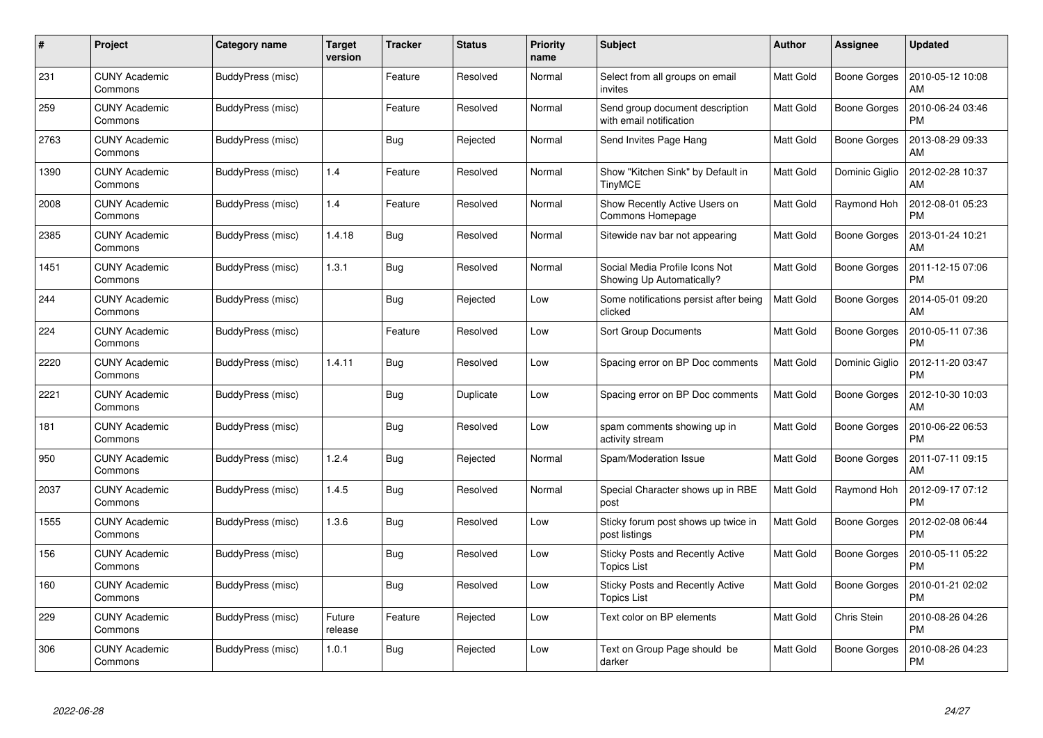| # | Project | Category name | Target version | Tracker | Status | Priority name | Subject | Author | Assignee | Updated |
|---|---|---|---|---|---|---|---|---|---|---|
| 231 | CUNY Academic Commons | BuddyPress (misc) | | Feature | Resolved | Normal | Select from all groups on email invites | Matt Gold | Boone Gorges | 2010-05-12 10:08 AM |
| 259 | CUNY Academic Commons | BuddyPress (misc) | | Feature | Resolved | Normal | Send group document description with email notification | Matt Gold | Boone Gorges | 2010-06-24 03:46 PM |
| 2763 | CUNY Academic Commons | BuddyPress (misc) | | Bug | Rejected | Normal | Send Invites Page Hang | Matt Gold | Boone Gorges | 2013-08-29 09:33 AM |
| 1390 | CUNY Academic Commons | BuddyPress (misc) | 1.4 | Feature | Resolved | Normal | Show "Kitchen Sink" by Default in TinyMCE | Matt Gold | Dominic Giglio | 2012-02-28 10:37 AM |
| 2008 | CUNY Academic Commons | BuddyPress (misc) | 1.4 | Feature | Resolved | Normal | Show Recently Active Users on Commons Homepage | Matt Gold | Raymond Hoh | 2012-08-01 05:23 PM |
| 2385 | CUNY Academic Commons | BuddyPress (misc) | 1.4.18 | Bug | Resolved | Normal | Sitewide nav bar not appearing | Matt Gold | Boone Gorges | 2013-01-24 10:21 AM |
| 1451 | CUNY Academic Commons | BuddyPress (misc) | 1.3.1 | Bug | Resolved | Normal | Social Media Profile Icons Not Showing Up Automatically? | Matt Gold | Boone Gorges | 2011-12-15 07:06 PM |
| 244 | CUNY Academic Commons | BuddyPress (misc) | | Bug | Rejected | Low | Some notifications persist after being clicked | Matt Gold | Boone Gorges | 2014-05-01 09:20 AM |
| 224 | CUNY Academic Commons | BuddyPress (misc) | | Feature | Resolved | Low | Sort Group Documents | Matt Gold | Boone Gorges | 2010-05-11 07:36 PM |
| 2220 | CUNY Academic Commons | BuddyPress (misc) | 1.4.11 | Bug | Resolved | Low | Spacing error on BP Doc comments | Matt Gold | Dominic Giglio | 2012-11-20 03:47 PM |
| 2221 | CUNY Academic Commons | BuddyPress (misc) | | Bug | Duplicate | Low | Spacing error on BP Doc comments | Matt Gold | Boone Gorges | 2012-10-30 10:03 AM |
| 181 | CUNY Academic Commons | BuddyPress (misc) | | Bug | Resolved | Low | spam comments showing up in activity stream | Matt Gold | Boone Gorges | 2010-06-22 06:53 PM |
| 950 | CUNY Academic Commons | BuddyPress (misc) | 1.2.4 | Bug | Rejected | Normal | Spam/Moderation Issue | Matt Gold | Boone Gorges | 2011-07-11 09:15 AM |
| 2037 | CUNY Academic Commons | BuddyPress (misc) | 1.4.5 | Bug | Resolved | Normal | Special Character shows up in RBE post | Matt Gold | Raymond Hoh | 2012-09-17 07:12 PM |
| 1555 | CUNY Academic Commons | BuddyPress (misc) | 1.3.6 | Bug | Resolved | Low | Sticky forum post shows up twice in post listings | Matt Gold | Boone Gorges | 2012-02-08 06:44 PM |
| 156 | CUNY Academic Commons | BuddyPress (misc) | | Bug | Resolved | Low | Sticky Posts and Recently Active Topics List | Matt Gold | Boone Gorges | 2010-05-11 05:22 PM |
| 160 | CUNY Academic Commons | BuddyPress (misc) | | Bug | Resolved | Low | Sticky Posts and Recently Active Topics List | Matt Gold | Boone Gorges | 2010-01-21 02:02 PM |
| 229 | CUNY Academic Commons | BuddyPress (misc) | Future release | Feature | Rejected | Low | Text color on BP elements | Matt Gold | Chris Stein | 2010-08-26 04:26 PM |
| 306 | CUNY Academic Commons | BuddyPress (misc) | 1.0.1 | Bug | Rejected | Low | Text on Group Page should be darker | Matt Gold | Boone Gorges | 2010-08-26 04:23 PM |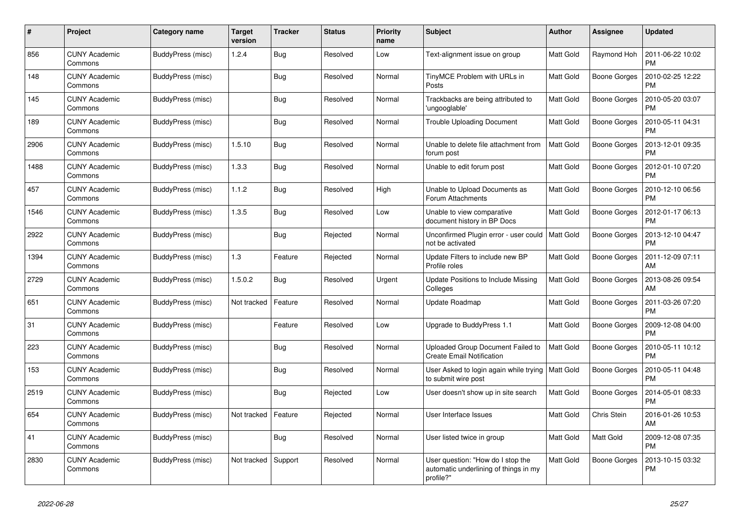| # | Project | Category name | Target version | Tracker | Status | Priority name | Subject | Author | Assignee | Updated |
|---|---|---|---|---|---|---|---|---|---|---|
| 856 | CUNY Academic Commons | BuddyPress (misc) | 1.2.4 | Bug | Resolved | Low | Text-alignment issue on group | Matt Gold | Raymond Hoh | 2011-06-22 10:02 PM |
| 148 | CUNY Academic Commons | BuddyPress (misc) | | Bug | Resolved | Normal | TinyMCE Problem with URLs in Posts | Matt Gold | Boone Gorges | 2010-02-25 12:22 PM |
| 145 | CUNY Academic Commons | BuddyPress (misc) | | Bug | Resolved | Normal | Trackbacks are being attributed to 'ungooglable' | Matt Gold | Boone Gorges | 2010-05-20 03:07 PM |
| 189 | CUNY Academic Commons | BuddyPress (misc) | | Bug | Resolved | Normal | Trouble Uploading Document | Matt Gold | Boone Gorges | 2010-05-11 04:31 PM |
| 2906 | CUNY Academic Commons | BuddyPress (misc) | 1.5.10 | Bug | Resolved | Normal | Unable to delete file attachment from forum post | Matt Gold | Boone Gorges | 2013-12-01 09:35 PM |
| 1488 | CUNY Academic Commons | BuddyPress (misc) | 1.3.3 | Bug | Resolved | Normal | Unable to edit forum post | Matt Gold | Boone Gorges | 2012-01-10 07:20 PM |
| 457 | CUNY Academic Commons | BuddyPress (misc) | 1.1.2 | Bug | Resolved | High | Unable to Upload Documents as Forum Attachments | Matt Gold | Boone Gorges | 2010-12-10 06:56 PM |
| 1546 | CUNY Academic Commons | BuddyPress (misc) | 1.3.5 | Bug | Resolved | Low | Unable to view comparative document history in BP Docs | Matt Gold | Boone Gorges | 2012-01-17 06:13 PM |
| 2922 | CUNY Academic Commons | BuddyPress (misc) | | Bug | Rejected | Normal | Unconfirmed Plugin error - user could not be activated | Matt Gold | Boone Gorges | 2013-12-10 04:47 PM |
| 1394 | CUNY Academic Commons | BuddyPress (misc) | 1.3 | Feature | Rejected | Normal | Update Filters to include new BP Profile roles | Matt Gold | Boone Gorges | 2011-12-09 07:11 AM |
| 2729 | CUNY Academic Commons | BuddyPress (misc) | 1.5.0.2 | Bug | Resolved | Urgent | Update Positions to Include Missing Colleges | Matt Gold | Boone Gorges | 2013-08-26 09:54 AM |
| 651 | CUNY Academic Commons | BuddyPress (misc) | Not tracked | Feature | Resolved | Normal | Update Roadmap | Matt Gold | Boone Gorges | 2011-03-26 07:20 PM |
| 31 | CUNY Academic Commons | BuddyPress (misc) | | Feature | Resolved | Low | Upgrade to BuddyPress 1.1 | Matt Gold | Boone Gorges | 2009-12-08 04:00 PM |
| 223 | CUNY Academic Commons | BuddyPress (misc) | | Bug | Resolved | Normal | Uploaded Group Document Failed to Create Email Notification | Matt Gold | Boone Gorges | 2010-05-11 10:12 PM |
| 153 | CUNY Academic Commons | BuddyPress (misc) | | Bug | Resolved | Normal | User Asked to login again while trying to submit wire post | Matt Gold | Boone Gorges | 2010-05-11 04:48 PM |
| 2519 | CUNY Academic Commons | BuddyPress (misc) | | Bug | Rejected | Low | User doesn't show up in site search | Matt Gold | Boone Gorges | 2014-05-01 08:33 PM |
| 654 | CUNY Academic Commons | BuddyPress (misc) | Not tracked | Feature | Rejected | Normal | User Interface Issues | Matt Gold | Chris Stein | 2016-01-26 10:53 AM |
| 41 | CUNY Academic Commons | BuddyPress (misc) | | Bug | Resolved | Normal | User listed twice in group | Matt Gold | Matt Gold | 2009-12-08 07:35 PM |
| 2830 | CUNY Academic Commons | BuddyPress (misc) | Not tracked | Support | Resolved | Normal | User question: "How do I stop the automatic underlining of things in my profile?" | Matt Gold | Boone Gorges | 2013-10-15 03:32 PM |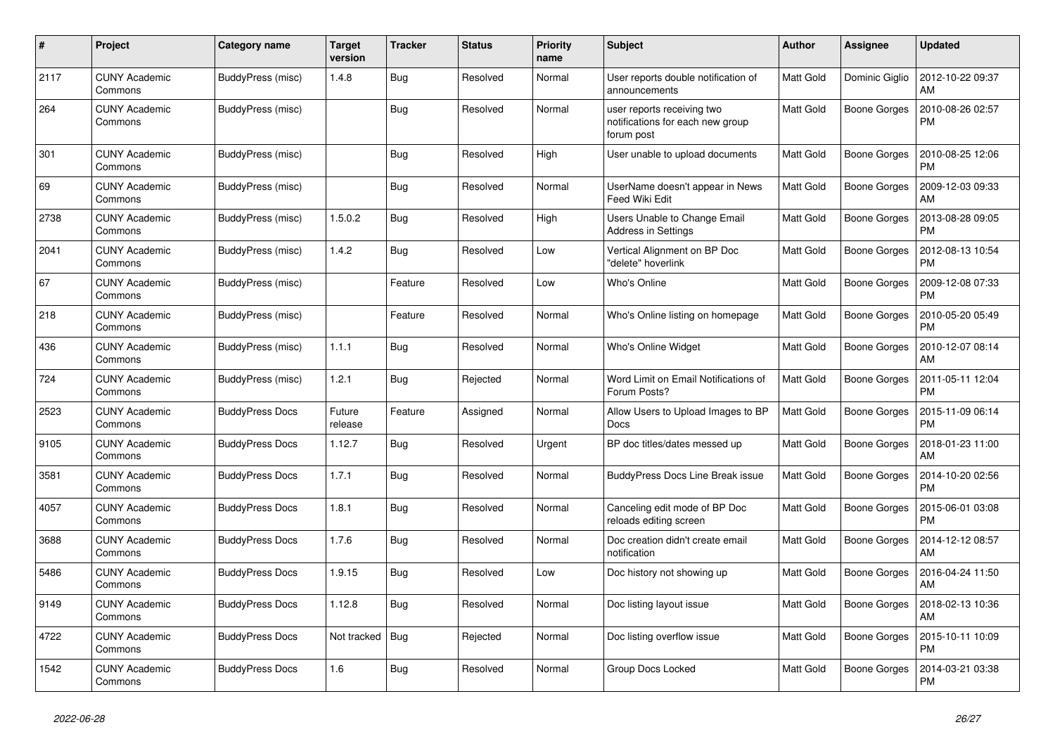| # | Project | Category name | Target version | Tracker | Status | Priority name | Subject | Author | Assignee | Updated |
|---|---|---|---|---|---|---|---|---|---|---|
| 2117 | CUNY Academic Commons | BuddyPress (misc) | 1.4.8 | Bug | Resolved | Normal | User reports double notification of announcements | Matt Gold | Dominic Giglio | 2012-10-22 09:37 AM |
| 264 | CUNY Academic Commons | BuddyPress (misc) | | Bug | Resolved | Normal | user reports receiving two notifications for each new group forum post | Matt Gold | Boone Gorges | 2010-08-26 02:57 PM |
| 301 | CUNY Academic Commons | BuddyPress (misc) | | Bug | Resolved | High | User unable to upload documents | Matt Gold | Boone Gorges | 2010-08-25 12:06 PM |
| 69 | CUNY Academic Commons | BuddyPress (misc) | | Bug | Resolved | Normal | UserName doesn't appear in News Feed Wiki Edit | Matt Gold | Boone Gorges | 2009-12-03 09:33 AM |
| 2738 | CUNY Academic Commons | BuddyPress (misc) | 1.5.0.2 | Bug | Resolved | High | Users Unable to Change Email Address in Settings | Matt Gold | Boone Gorges | 2013-08-28 09:05 PM |
| 2041 | CUNY Academic Commons | BuddyPress (misc) | 1.4.2 | Bug | Resolved | Low | Vertical Alignment on BP Doc "delete" hoverlink | Matt Gold | Boone Gorges | 2012-08-13 10:54 PM |
| 67 | CUNY Academic Commons | BuddyPress (misc) | | Feature | Resolved | Low | Who's Online | Matt Gold | Boone Gorges | 2009-12-08 07:33 PM |
| 218 | CUNY Academic Commons | BuddyPress (misc) | | Feature | Resolved | Normal | Who's Online listing on homepage | Matt Gold | Boone Gorges | 2010-05-20 05:49 PM |
| 436 | CUNY Academic Commons | BuddyPress (misc) | 1.1.1 | Bug | Resolved | Normal | Who's Online Widget | Matt Gold | Boone Gorges | 2010-12-07 08:14 AM |
| 724 | CUNY Academic Commons | BuddyPress (misc) | 1.2.1 | Bug | Rejected | Normal | Word Limit on Email Notifications of Forum Posts? | Matt Gold | Boone Gorges | 2011-05-11 12:04 PM |
| 2523 | CUNY Academic Commons | BuddyPress Docs | Future release | Feature | Assigned | Normal | Allow Users to Upload Images to BP Docs | Matt Gold | Boone Gorges | 2015-11-09 06:14 PM |
| 9105 | CUNY Academic Commons | BuddyPress Docs | 1.12.7 | Bug | Resolved | Urgent | BP doc titles/dates messed up | Matt Gold | Boone Gorges | 2018-01-23 11:00 AM |
| 3581 | CUNY Academic Commons | BuddyPress Docs | 1.7.1 | Bug | Resolved | Normal | BuddyPress Docs Line Break issue | Matt Gold | Boone Gorges | 2014-10-20 02:56 PM |
| 4057 | CUNY Academic Commons | BuddyPress Docs | 1.8.1 | Bug | Resolved | Normal | Canceling edit mode of BP Doc reloads editing screen | Matt Gold | Boone Gorges | 2015-06-01 03:08 PM |
| 3688 | CUNY Academic Commons | BuddyPress Docs | 1.7.6 | Bug | Resolved | Normal | Doc creation didn't create email notification | Matt Gold | Boone Gorges | 2014-12-12 08:57 AM |
| 5486 | CUNY Academic Commons | BuddyPress Docs | 1.9.15 | Bug | Resolved | Low | Doc history not showing up | Matt Gold | Boone Gorges | 2016-04-24 11:50 AM |
| 9149 | CUNY Academic Commons | BuddyPress Docs | 1.12.8 | Bug | Resolved | Normal | Doc listing layout issue | Matt Gold | Boone Gorges | 2018-02-13 10:36 AM |
| 4722 | CUNY Academic Commons | BuddyPress Docs | Not tracked | Bug | Rejected | Normal | Doc listing overflow issue | Matt Gold | Boone Gorges | 2015-10-11 10:09 PM |
| 1542 | CUNY Academic Commons | BuddyPress Docs | 1.6 | Bug | Resolved | Normal | Group Docs Locked | Matt Gold | Boone Gorges | 2014-03-21 03:38 PM |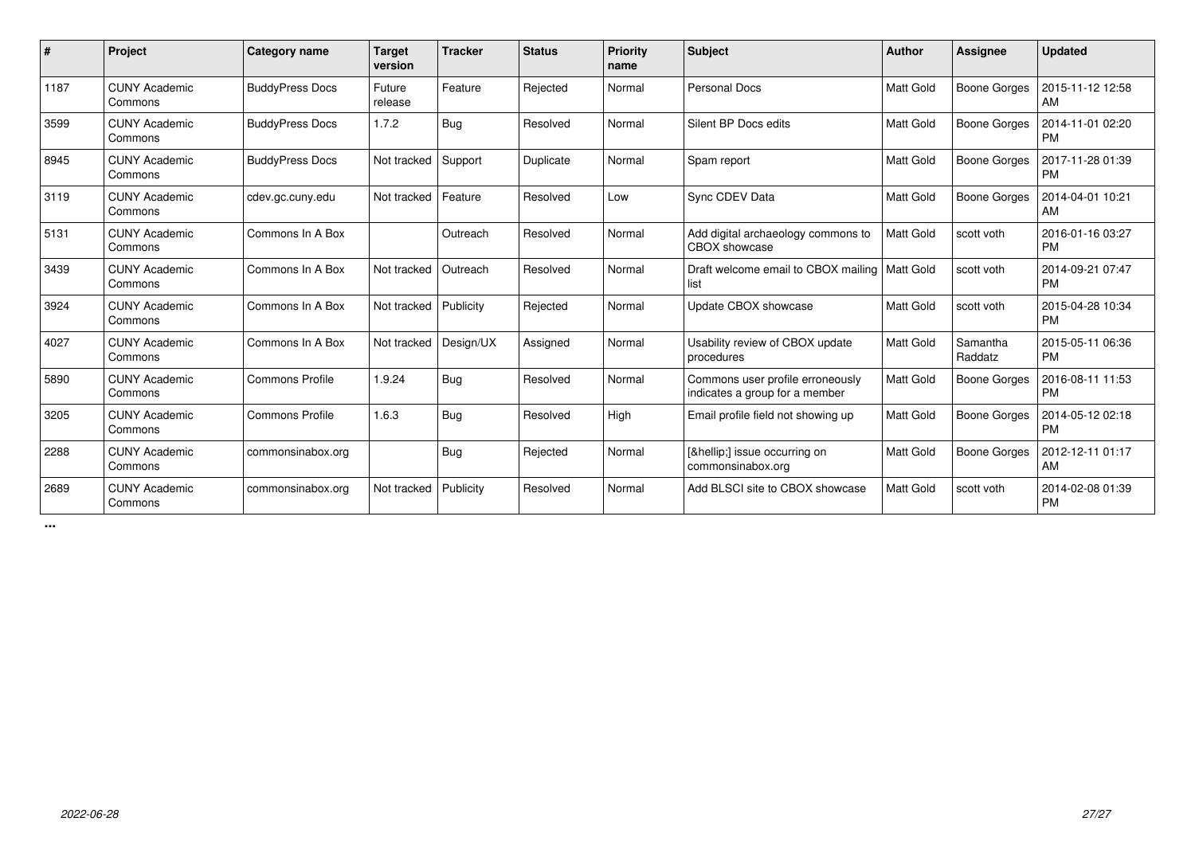| # | Project | Category name | Target version | Tracker | Status | Priority name | Subject | Author | Assignee | Updated |
|---|---|---|---|---|---|---|---|---|---|---|
| 1187 | CUNY Academic Commons | BuddyPress Docs | Future release | Feature | Rejected | Normal | Personal Docs | Matt Gold | Boone Gorges | 2015-11-12 12:58 AM |
| 3599 | CUNY Academic Commons | BuddyPress Docs | 1.7.2 | Bug | Resolved | Normal | Silent BP Docs edits | Matt Gold | Boone Gorges | 2014-11-01 02:20 PM |
| 8945 | CUNY Academic Commons | BuddyPress Docs | Not tracked | Support | Duplicate | Normal | Spam report | Matt Gold | Boone Gorges | 2017-11-28 01:39 PM |
| 3119 | CUNY Academic Commons | cdev.gc.cuny.edu | Not tracked | Feature | Resolved | Low | Sync CDEV Data | Matt Gold | Boone Gorges | 2014-04-01 10:21 AM |
| 5131 | CUNY Academic Commons | Commons In A Box | | Outreach | Resolved | Normal | Add digital archaeology commons to CBOX showcase | Matt Gold | scott voth | 2016-01-16 03:27 PM |
| 3439 | CUNY Academic Commons | Commons In A Box | Not tracked | Outreach | Resolved | Normal | Draft welcome email to CBOX mailing list | Matt Gold | scott voth | 2014-09-21 07:47 PM |
| 3924 | CUNY Academic Commons | Commons In A Box | Not tracked | Publicity | Rejected | Normal | Update CBOX showcase | Matt Gold | scott voth | 2015-04-28 10:34 PM |
| 4027 | CUNY Academic Commons | Commons In A Box | Not tracked | Design/UX | Assigned | Normal | Usability review of CBOX update procedures | Matt Gold | Samantha Raddatz | 2015-05-11 06:36 PM |
| 5890 | CUNY Academic Commons | Commons Profile | 1.9.24 | Bug | Resolved | Normal | Commons user profile erroneously indicates a group for a member | Matt Gold | Boone Gorges | 2016-08-11 11:53 PM |
| 3205 | CUNY Academic Commons | Commons Profile | 1.6.3 | Bug | Resolved | High | Email profile field not showing up | Matt Gold | Boone Gorges | 2014-05-12 02:18 PM |
| 2288 | CUNY Academic Commons | commonsinabox.org | | Bug | Rejected | Normal | [&hellip;] issue occurring on commonsinabox.org | Matt Gold | Boone Gorges | 2012-12-11 01:17 AM |
| 2689 | CUNY Academic Commons | commonsinabox.org | Not tracked | Publicity | Resolved | Normal | Add BLSCI site to CBOX showcase | Matt Gold | scott voth | 2014-02-08 01:39 PM |

...